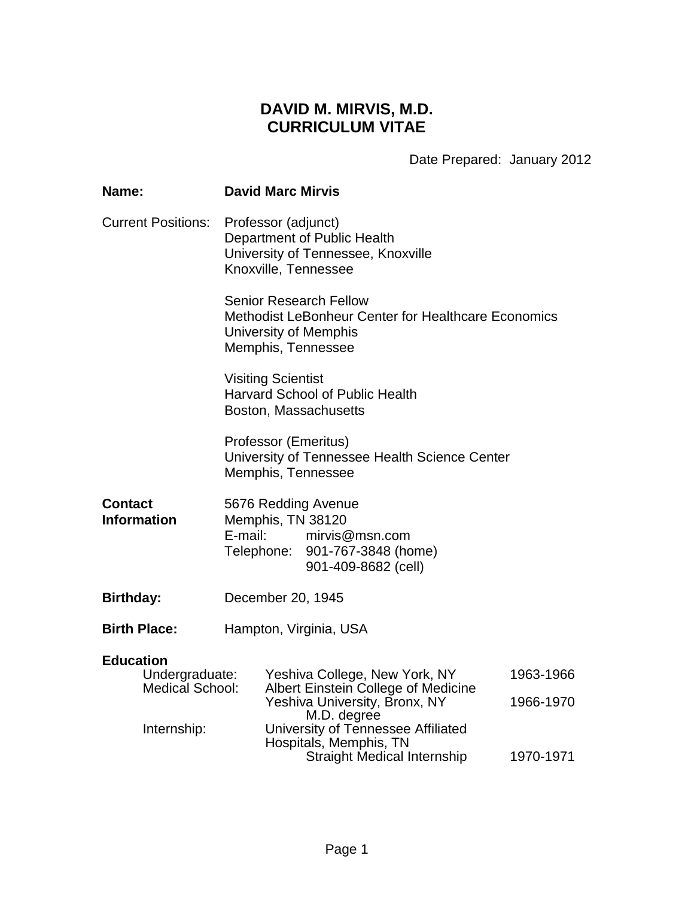# DAVID M. MIRVIS, M.D.
# CURRICULUM VITAE

Date Prepared: January 2012

**Name:** **David Marc Mirvis**

Current Positions:

Professor (adjunct)
Department of Public Health
University of Tennessee, Knoxville
Knoxville, Tennessee

Senior Research Fellow
Methodist LeBonheur Center for Healthcare Economics
University of Memphis
Memphis, Tennessee

Visiting Scientist
Harvard School of Public Health
Boston, Massachusetts

Professor (Emeritus)
University of Tennessee Health Science Center
Memphis, Tennessee

**Contact Information**

5676 Redding Avenue
Memphis, TN 38120
E-mail: mirvis@msn.com
Telephone: 901-767-3848 (home)
901-409-8682 (cell)

**Birthday:** December 20, 1945

**Birth Place:** Hampton, Virginia, USA

**Education**

| | | |
|---|---|---|
| Undergraduate: | Yeshiva College, New York, NY | 1963-1966 |
| Medical School: | Albert Einstein College of Medicine<br>Yeshiva University, Bronx, NY<br>M.D. degree | 1966-1970 |
| Internship: | University of Tennessee Affiliated Hospitals, Memphis, TN<br>Straight Medical Internship | 1970-1971 |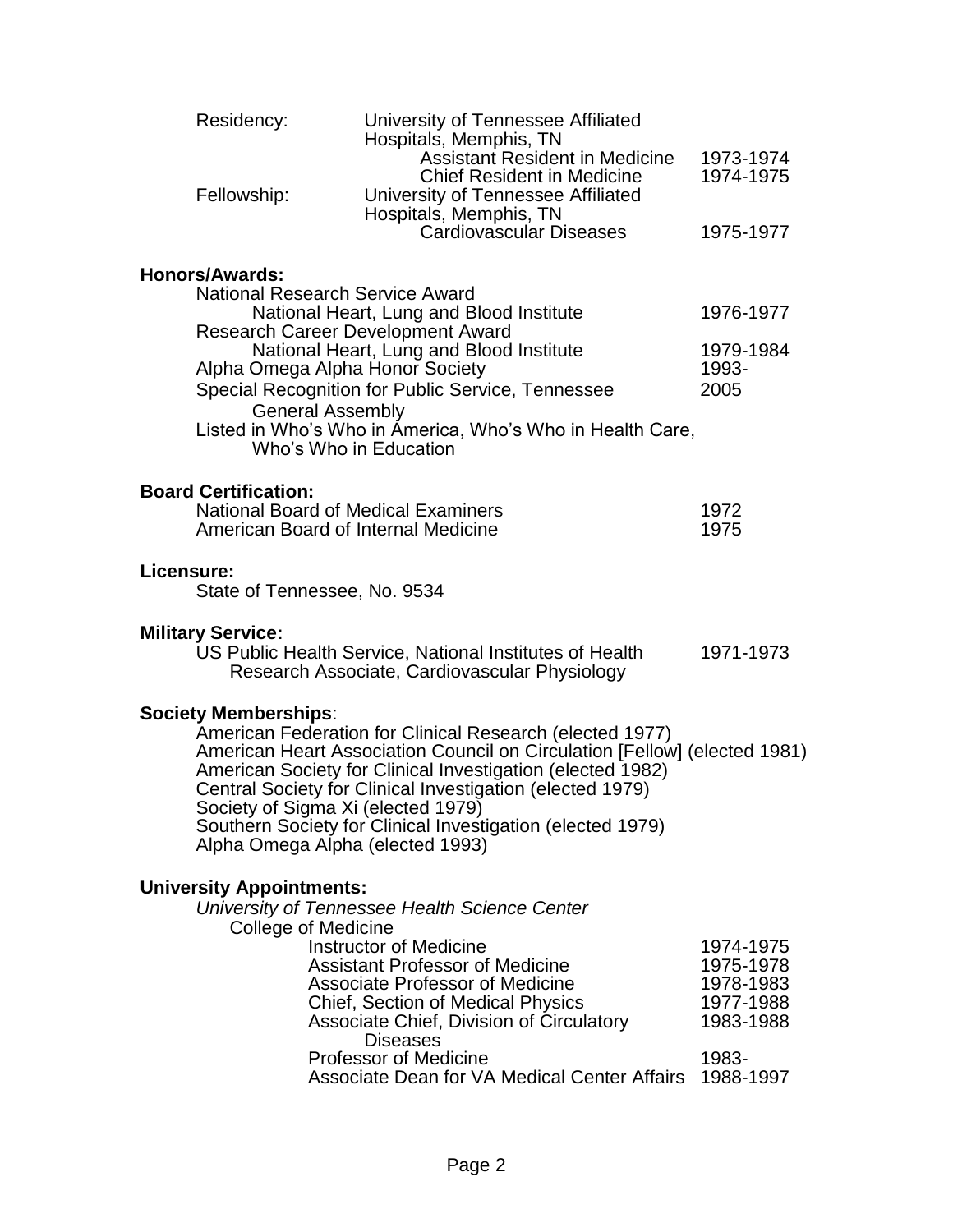Residency: University of Tennessee Affiliated Hospitals, Memphis, TN
- Assistant Resident in Medicine — 1973-1974
- Chief Resident in Medicine — 1974-1975

Fellowship: University of Tennessee Affiliated Hospitals, Memphis, TN
- Cardiovascular Diseases — 1975-1977

**Honors/Awards:**

- National Research Service Award
  - National Heart, Lung and Blood Institute — 1976-1977
- Research Career Development Award
  - National Heart, Lung and Blood Institute — 1979-1984
- Alpha Omega Alpha Honor Society — 1993-
- Special Recognition for Public Service, Tennessee General Assembly — 2005
- Listed in Who's Who in America, Who's Who in Health Care, Who's Who in Education

**Board Certification:**

- National Board of Medical Examiners — 1972
- American Board of Internal Medicine — 1975

**Licensure:**

State of Tennessee, No. 9534

**Military Service:**

US Public Health Service, National Institutes of Health — 1971-1973
Research Associate, Cardiovascular Physiology

**Society Memberships**:

- American Federation for Clinical Research (elected 1977)
- American Heart Association Council on Circulation [Fellow] (elected 1981)
- American Society for Clinical Investigation (elected 1982)
- Central Society for Clinical Investigation (elected 1979)
- Society of Sigma Xi (elected 1979)
- Southern Society for Clinical Investigation (elected 1979)
- Alpha Omega Alpha (elected 1993)

**University Appointments:**

*University of Tennessee Health Science Center*

College of Medicine

- Instructor of Medicine — 1974-1975
- Assistant Professor of Medicine — 1975-1978
- Associate Professor of Medicine — 1978-1983
- Chief, Section of Medical Physics — 1977-1988
- Associate Chief, Division of Circulatory Diseases — 1983-1988
- Professor of Medicine — 1983-
- Associate Dean for VA Medical Center Affairs — 1988-1997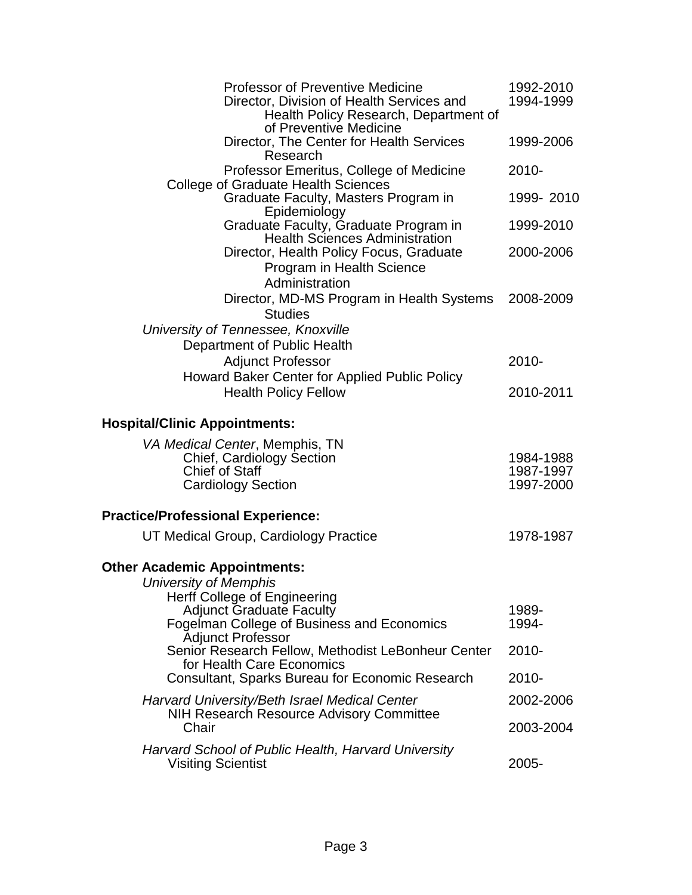Professor of Preventive Medicine 1992-2010

Director, Division of Health Services and Health Policy Research, Department of of Preventive Medicine 1994-1999

Director, The Center for Health Services Research 1999-2006

Professor Emeritus, College of Medicine 2010-

College of Graduate Health Sciences

Graduate Faculty, Masters Program in Epidemiology 1999- 2010

Graduate Faculty, Graduate Program in Health Sciences Administration 1999-2010

Director, Health Policy Focus, Graduate Program in Health Science Administration 2000-2006

Director, MD-MS Program in Health Systems Studies 2008-2009

*University of Tennessee, Knoxville*

Department of Public Health

Adjunct Professor 2010-

Howard Baker Center for Applied Public Policy

Health Policy Fellow 2010-2011

**Hospital/Clinic Appointments:**

*VA Medical Center*, Memphis, TN

Chief, Cardiology Section 1984-1988

Chief of Staff 1987-1997

Cardiology Section 1997-2000

**Practice/Professional Experience:**

UT Medical Group, Cardiology Practice 1978-1987

**Other Academic Appointments:**

*University of Memphis*

Herff College of Engineering

Adjunct Graduate Faculty 1989-

Fogelman College of Business and Economics 1994-

Adjunct Professor

Senior Research Fellow, Methodist LeBonheur Center for Health Care Economics 2010-

Consultant, Sparks Bureau for Economic Research 2010-

*Harvard University/Beth Israel Medical Center* 2002-2006

NIH Research Resource Advisory Committee

Chair 2003-2004

*Harvard School of Public Health, Harvard University*

Visiting Scientist 2005-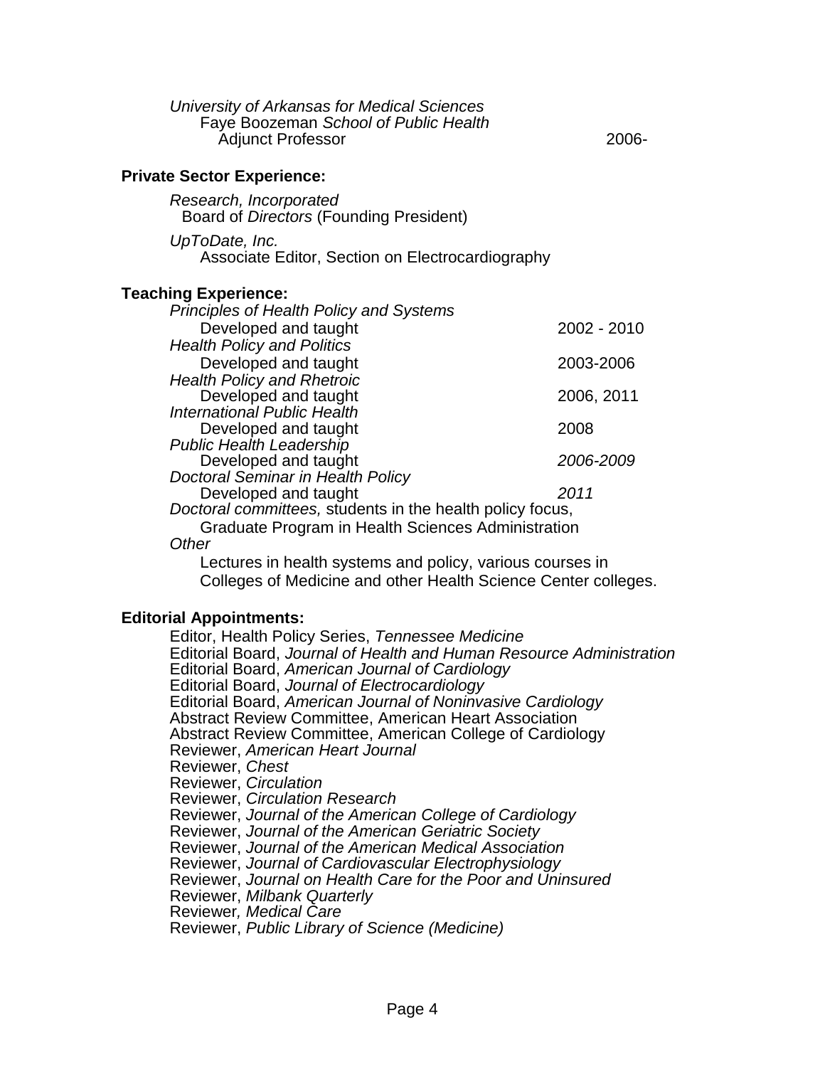*University of Arkansas for Medical Sciences*
Faye Boozeman *School of Public Health*
Adjunct Professor 2006-

**Private Sector Experience:**

*Research, Incorporated*
Board of *Directors* (Founding President)

*UpToDate, Inc.*
Associate Editor, Section on Electrocardiography

**Teaching Experience:**

| | |
|---|---|
| *Principles of Health Policy and Systems* | |
| Developed and taught | 2002 - 2010 |
| *Health Policy and Politics* | |
| Developed and taught | 2003-2006 |
| *Health Policy and Rhetroic* | |
| Developed and taught | 2006, 2011 |
| *International Public Health* | |
| Developed and taught | 2008 |
| *Public Health Leadership* | |
| Developed and taught | *2006-2009* |
| *Doctoral Seminar in Health Policy* | |
| Developed and taught | *2011* |

*Doctoral committees,* students in the health policy focus,
Graduate Program in Health Sciences Administration

*Other*

Lectures in health systems and policy, various courses in Colleges of Medicine and other Health Science Center colleges.

**Editorial Appointments:**

Editor, Health Policy Series, *Tennessee Medicine*
Editorial Board, *Journal of Health and Human Resource Administration*
Editorial Board, *American Journal of Cardiology*
Editorial Board, *Journal of Electrocardiology*
Editorial Board, *American Journal of Noninvasive Cardiology*
Abstract Review Committee, American Heart Association
Abstract Review Committee, American College of Cardiology
Reviewer, *American Heart Journal*
Reviewer, *Chest*
Reviewer, *Circulation*
Reviewer, *Circulation Research*
Reviewer, *Journal of the American College of Cardiology*
Reviewer, *Journal of the American Geriatric Society*
Reviewer, *Journal of the American Medical Association*
Reviewer, *Journal of Cardiovascular Electrophysiology*
Reviewer, *Journal on Health Care for the Poor and Uninsured*
Reviewer, *Milbank Quarterly*
Reviewer, *Medical Care*
Reviewer, *Public Library of Science (Medicine)*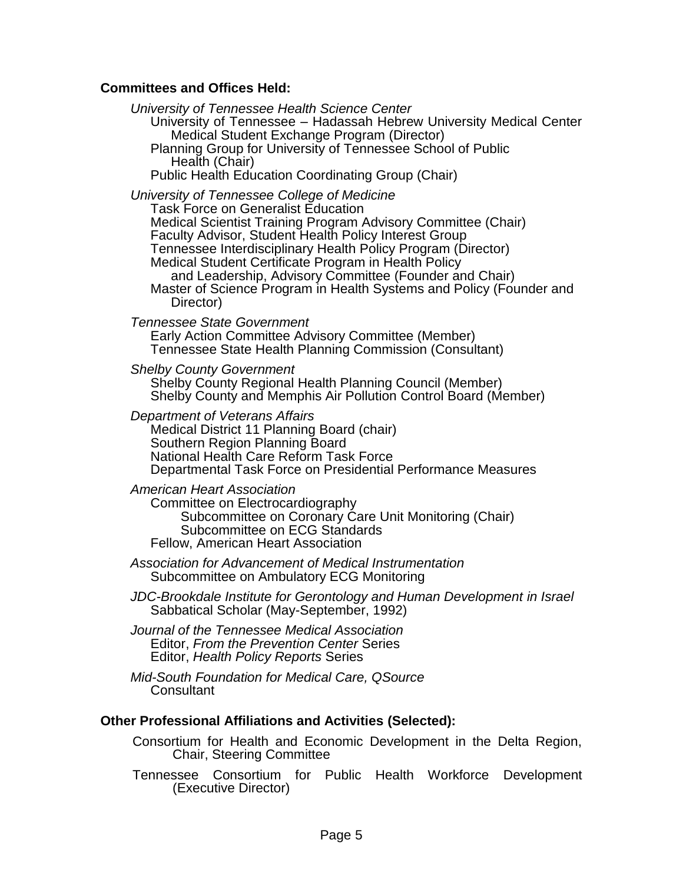**Committees and Offices Held:**

*University of Tennessee Health Science Center*
- University of Tennessee – Hadassah Hebrew University Medical Center Medical Student Exchange Program (Director)
- Planning Group for University of Tennessee School of Public Health (Chair)
- Public Health Education Coordinating Group (Chair)

*University of Tennessee College of Medicine*
- Task Force on Generalist Education
- Medical Scientist Training Program Advisory Committee (Chair)
- Faculty Advisor, Student Health Policy Interest Group
- Tennessee Interdisciplinary Health Policy Program (Director)
- Medical Student Certificate Program in Health Policy and Leadership, Advisory Committee (Founder and Chair)
- Master of Science Program in Health Systems and Policy (Founder and Director)

*Tennessee State Government*
- Early Action Committee Advisory Committee (Member)
- Tennessee State Health Planning Commission (Consultant)

*Shelby County Government*
- Shelby County Regional Health Planning Council (Member)
- Shelby County and Memphis Air Pollution Control Board (Member)

*Department of Veterans Affairs*
- Medical District 11 Planning Board (chair)
- Southern Region Planning Board
- National Health Care Reform Task Force
- Departmental Task Force on Presidential Performance Measures

*American Heart Association*
- Committee on Electrocardiography
  - Subcommittee on Coronary Care Unit Monitoring (Chair)
  - Subcommittee on ECG Standards
- Fellow, American Heart Association

*Association for Advancement of Medical Instrumentation*
- Subcommittee on Ambulatory ECG Monitoring

*JDC-Brookdale Institute for Gerontology and Human Development in Israel*
- Sabbatical Scholar (May-September, 1992)

*Journal of the Tennessee Medical Association*
- Editor, *From the Prevention Center* Series
- Editor, *Health Policy Reports* Series

*Mid-South Foundation for Medical Care, QSource*
- Consultant

**Other Professional Affiliations and Activities (Selected):**

Consortium for Health and Economic Development in the Delta Region, Chair, Steering Committee

Tennessee Consortium for Public Health Workforce Development (Executive Director)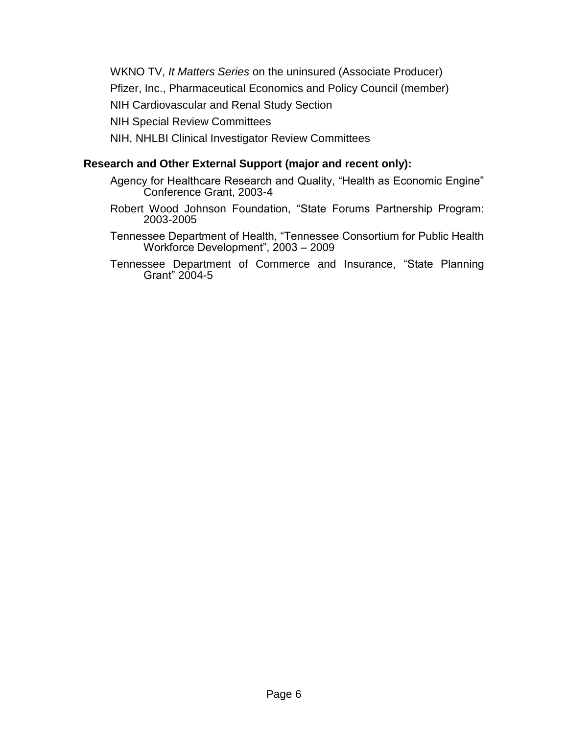WKNO TV, *It Matters Series* on the uninsured (Associate Producer)

Pfizer, Inc., Pharmaceutical Economics and Policy Council (member)

NIH Cardiovascular and Renal Study Section

NIH Special Review Committees

NIH, NHLBI Clinical Investigator Review Committees

**Research and Other External Support (major and recent only):**

Agency for Healthcare Research and Quality, "Health as Economic Engine" Conference Grant, 2003-4

Robert Wood Johnson Foundation, "State Forums Partnership Program: 2003-2005

Tennessee Department of Health, "Tennessee Consortium for Public Health Workforce Development", 2003 – 2009

Tennessee Department of Commerce and Insurance, "State Planning Grant" 2004-5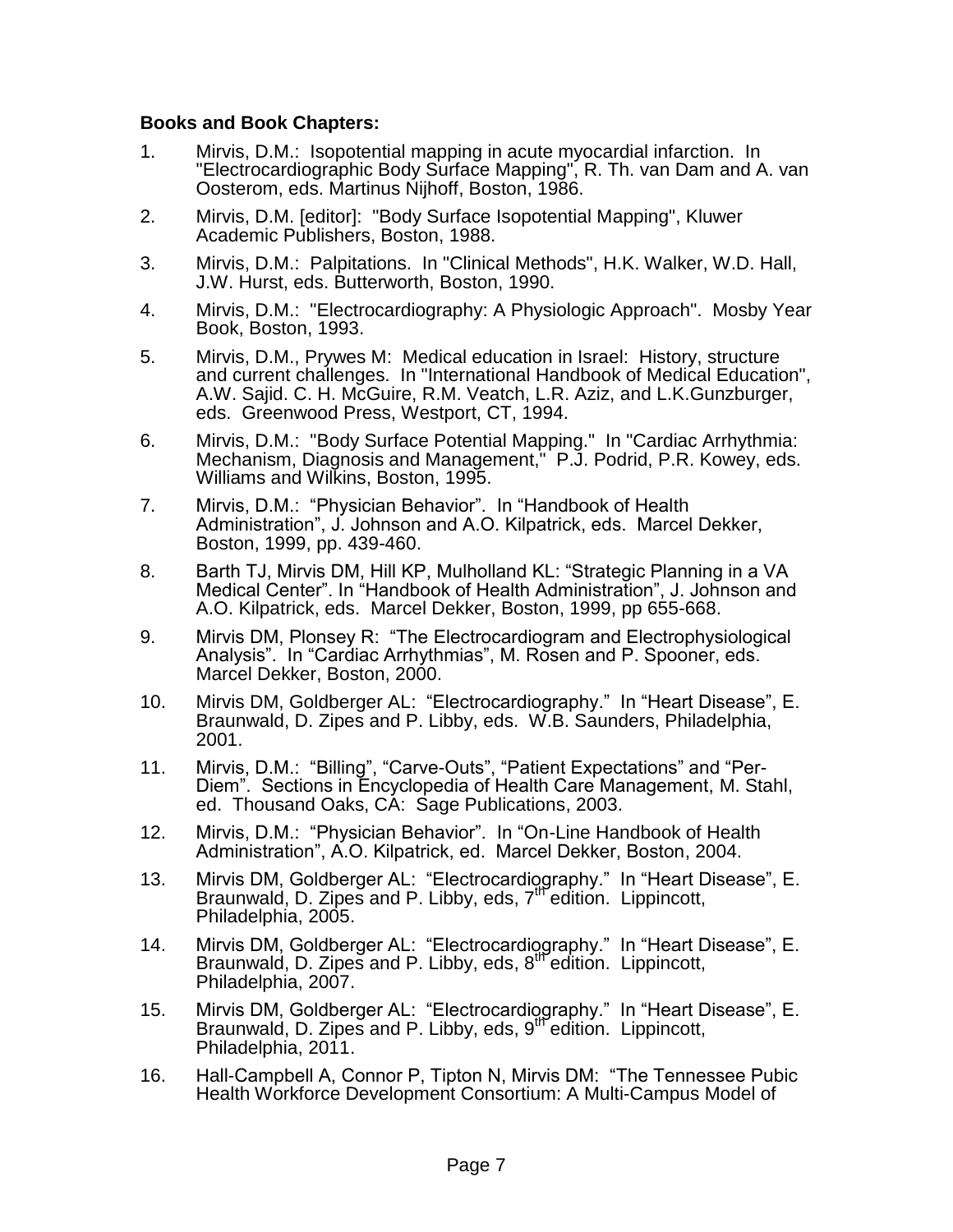**Books and Book Chapters:**

1. Mirvis, D.M.: Isopotential mapping in acute myocardial infarction. In "Electrocardiographic Body Surface Mapping", R. Th. van Dam and A. van Oosterom, eds. Martinus Nijhoff, Boston, 1986.
2. Mirvis, D.M. [editor]: "Body Surface Isopotential Mapping", Kluwer Academic Publishers, Boston, 1988.
3. Mirvis, D.M.: Palpitations. In "Clinical Methods", H.K. Walker, W.D. Hall, J.W. Hurst, eds. Butterworth, Boston, 1990.
4. Mirvis, D.M.: "Electrocardiography: A Physiologic Approach". Mosby Year Book, Boston, 1993.
5. Mirvis, D.M., Prywes M: Medical education in Israel: History, structure and current challenges. In "International Handbook of Medical Education", A.W. Sajid. C. H. McGuire, R.M. Veatch, L.R. Aziz, and L.K.Gunzburger, eds. Greenwood Press, Westport, CT, 1994.
6. Mirvis, D.M.: "Body Surface Potential Mapping." In "Cardiac Arrhythmia: Mechanism, Diagnosis and Management," P.J. Podrid, P.R. Kowey, eds. Williams and Wilkins, Boston, 1995.
7. Mirvis, D.M.: "Physician Behavior". In "Handbook of Health Administration", J. Johnson and A.O. Kilpatrick, eds. Marcel Dekker, Boston, 1999, pp. 439-460.
8. Barth TJ, Mirvis DM, Hill KP, Mulholland KL: "Strategic Planning in a VA Medical Center". In "Handbook of Health Administration", J. Johnson and A.O. Kilpatrick, eds. Marcel Dekker, Boston, 1999, pp 655-668.
9. Mirvis DM, Plonsey R: "The Electrocardiogram and Electrophysiological Analysis". In "Cardiac Arrhythmias", M. Rosen and P. Spooner, eds. Marcel Dekker, Boston, 2000.
10. Mirvis DM, Goldberger AL: "Electrocardiography." In "Heart Disease", E. Braunwald, D. Zipes and P. Libby, eds. W.B. Saunders, Philadelphia, 2001.
11. Mirvis, D.M.: "Billing", "Carve-Outs", "Patient Expectations" and "Per-Diem". Sections in Encyclopedia of Health Care Management, M. Stahl, ed. Thousand Oaks, CA: Sage Publications, 2003.
12. Mirvis, D.M.: "Physician Behavior". In "On-Line Handbook of Health Administration", A.O. Kilpatrick, ed. Marcel Dekker, Boston, 2004.
13. Mirvis DM, Goldberger AL: "Electrocardiography." In "Heart Disease", E. Braunwald, D. Zipes and P. Libby, eds, 7th edition. Lippincott, Philadelphia, 2005.
14. Mirvis DM, Goldberger AL: "Electrocardiography." In "Heart Disease", E. Braunwald, D. Zipes and P. Libby, eds, 8th edition. Lippincott, Philadelphia, 2007.
15. Mirvis DM, Goldberger AL: "Electrocardiography." In "Heart Disease", E. Braunwald, D. Zipes and P. Libby, eds, 9th edition. Lippincott, Philadelphia, 2011.
16. Hall-Campbell A, Connor P, Tipton N, Mirvis DM: "The Tennessee Pubic Health Workforce Development Consortium: A Multi-Campus Model of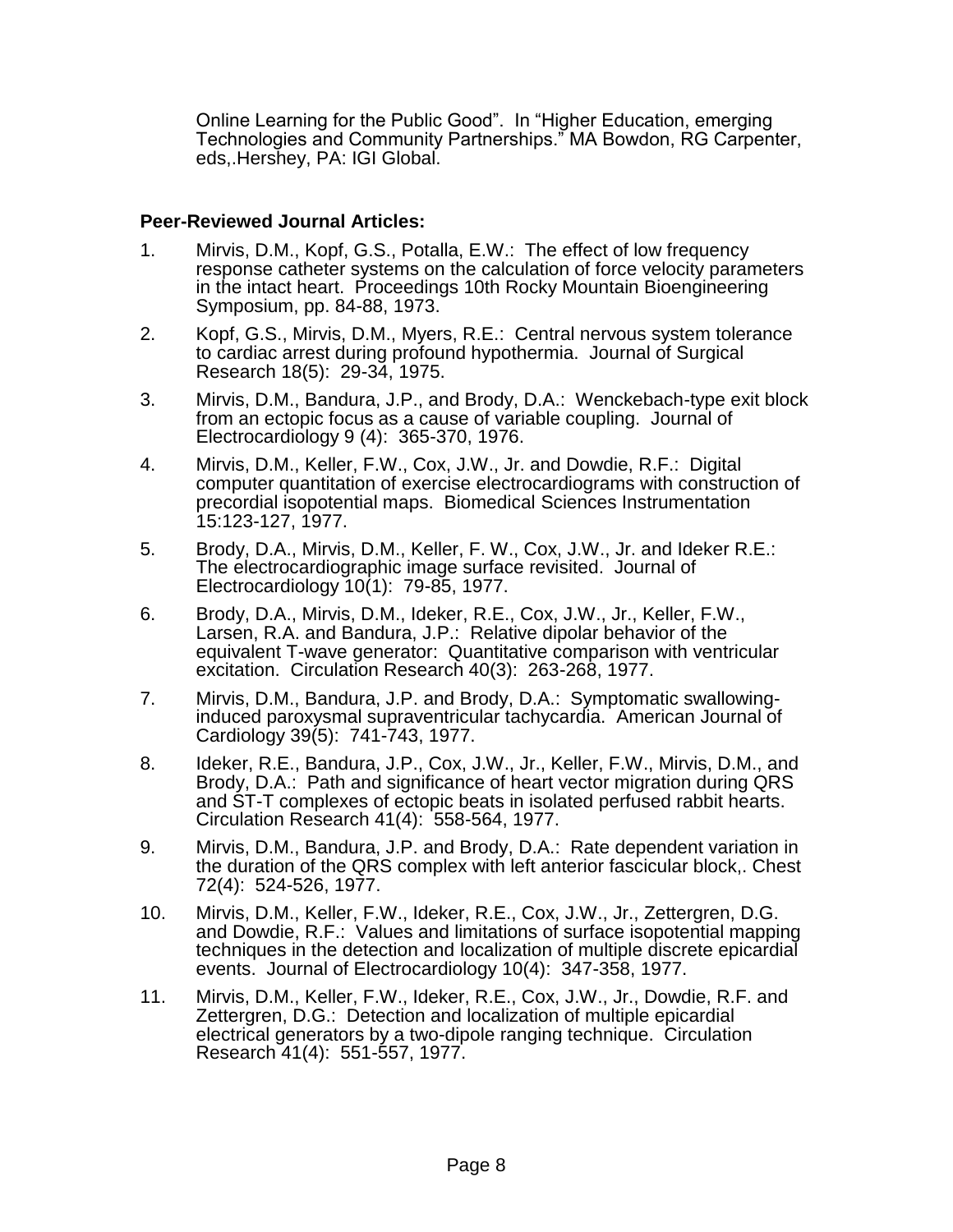Online Learning for the Public Good". In "Higher Education, emerging Technologies and Community Partnerships." MA Bowdon, RG Carpenter, eds,.Hershey, PA: IGI Global.

**Peer-Reviewed Journal Articles:**

1. Mirvis, D.M., Kopf, G.S., Potalla, E.W.: The effect of low frequency response catheter systems on the calculation of force velocity parameters in the intact heart. Proceedings 10th Rocky Mountain Bioengineering Symposium, pp. 84-88, 1973.
2. Kopf, G.S., Mirvis, D.M., Myers, R.E.: Central nervous system tolerance to cardiac arrest during profound hypothermia. Journal of Surgical Research 18(5): 29-34, 1975.
3. Mirvis, D.M., Bandura, J.P., and Brody, D.A.: Wenckebach-type exit block from an ectopic focus as a cause of variable coupling. Journal of Electrocardiology 9 (4): 365-370, 1976.
4. Mirvis, D.M., Keller, F.W., Cox, J.W., Jr. and Dowdie, R.F.: Digital computer quantitation of exercise electrocardiograms with construction of precordial isopotential maps. Biomedical Sciences Instrumentation 15:123-127, 1977.
5. Brody, D.A., Mirvis, D.M., Keller, F. W., Cox, J.W., Jr. and Ideker R.E.: The electrocardiographic image surface revisited. Journal of Electrocardiology 10(1): 79-85, 1977.
6. Brody, D.A., Mirvis, D.M., Ideker, R.E., Cox, J.W., Jr., Keller, F.W., Larsen, R.A. and Bandura, J.P.: Relative dipolar behavior of the equivalent T-wave generator: Quantitative comparison with ventricular excitation. Circulation Research 40(3): 263-268, 1977.
7. Mirvis, D.M., Bandura, J.P. and Brody, D.A.: Symptomatic swallowing-induced paroxysmal supraventricular tachycardia. American Journal of Cardiology 39(5): 741-743, 1977.
8. Ideker, R.E., Bandura, J.P., Cox, J.W., Jr., Keller, F.W., Mirvis, D.M., and Brody, D.A.: Path and significance of heart vector migration during QRS and ST-T complexes of ectopic beats in isolated perfused rabbit hearts. Circulation Research 41(4): 558-564, 1977.
9. Mirvis, D.M., Bandura, J.P. and Brody, D.A.: Rate dependent variation in the duration of the QRS complex with left anterior fascicular block,. Chest 72(4): 524-526, 1977.
10. Mirvis, D.M., Keller, F.W., Ideker, R.E., Cox, J.W., Jr., Zettergren, D.G. and Dowdie, R.F.: Values and limitations of surface isopotential mapping techniques in the detection and localization of multiple discrete epicardial events. Journal of Electrocardiology 10(4): 347-358, 1977.
11. Mirvis, D.M., Keller, F.W., Ideker, R.E., Cox, J.W., Jr., Dowdie, R.F. and Zettergren, D.G.: Detection and localization of multiple epicardial electrical generators by a two-dipole ranging technique. Circulation Research 41(4): 551-557, 1977.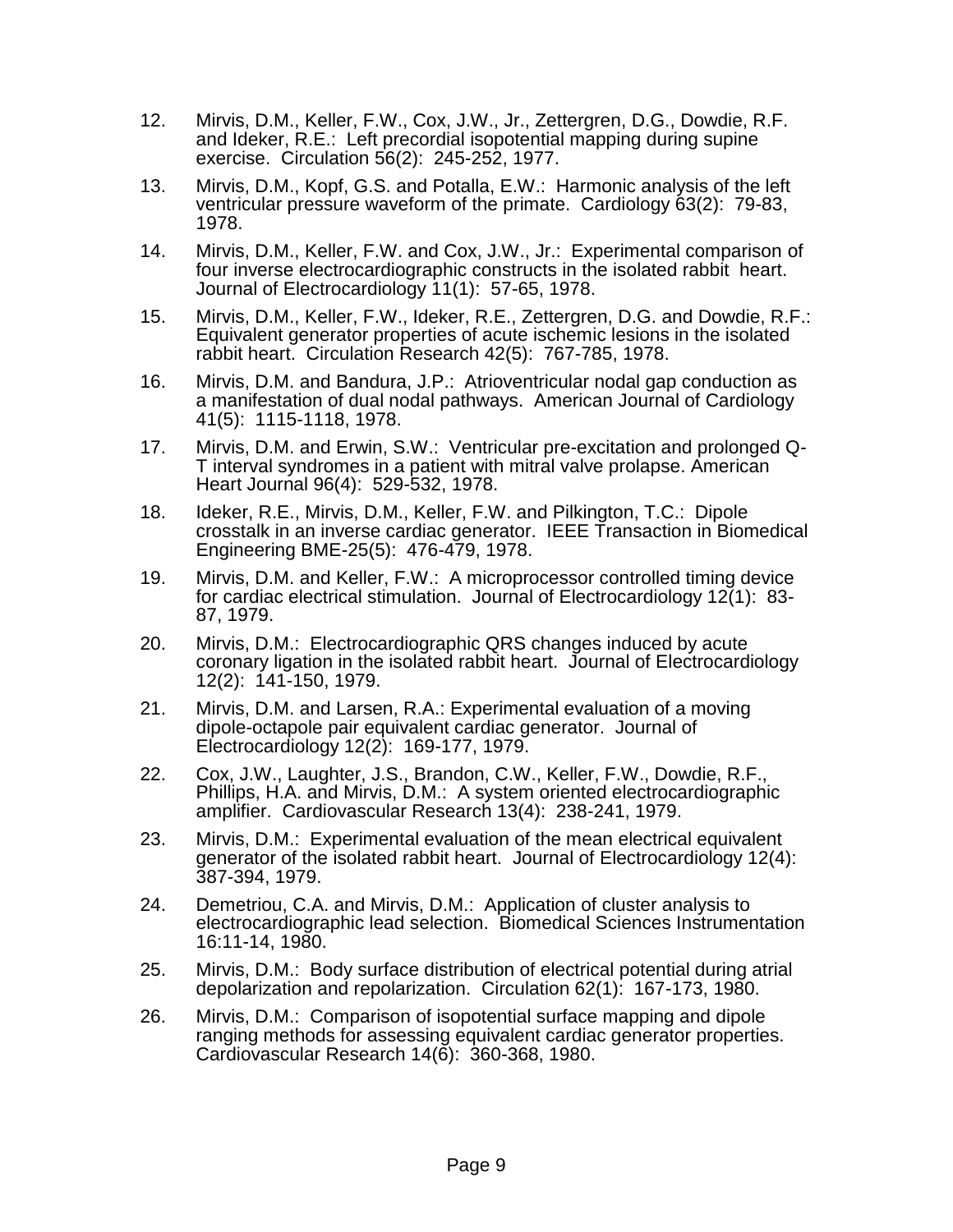12. Mirvis, D.M., Keller, F.W., Cox, J.W., Jr., Zettergren, D.G., Dowdie, R.F. and Ideker, R.E.: Left precordial isopotential mapping during supine exercise. Circulation 56(2): 245-252, 1977.

13. Mirvis, D.M., Kopf, G.S. and Potalla, E.W.: Harmonic analysis of the left ventricular pressure waveform of the primate. Cardiology 63(2): 79-83, 1978.

14. Mirvis, D.M., Keller, F.W. and Cox, J.W., Jr.: Experimental comparison of four inverse electrocardiographic constructs in the isolated rabbit heart. Journal of Electrocardiology 11(1): 57-65, 1978.

15. Mirvis, D.M., Keller, F.W., Ideker, R.E., Zettergren, D.G. and Dowdie, R.F.: Equivalent generator properties of acute ischemic lesions in the isolated rabbit heart. Circulation Research 42(5): 767-785, 1978.

16. Mirvis, D.M. and Bandura, J.P.: Atrioventricular nodal gap conduction as a manifestation of dual nodal pathways. American Journal of Cardiology 41(5): 1115-1118, 1978.

17. Mirvis, D.M. and Erwin, S.W.: Ventricular pre-excitation and prolonged Q-T interval syndromes in a patient with mitral valve prolapse. American Heart Journal 96(4): 529-532, 1978.

18. Ideker, R.E., Mirvis, D.M., Keller, F.W. and Pilkington, T.C.: Dipole crosstalk in an inverse cardiac generator. IEEE Transaction in Biomedical Engineering BME-25(5): 476-479, 1978.

19. Mirvis, D.M. and Keller, F.W.: A microprocessor controlled timing device for cardiac electrical stimulation. Journal of Electrocardiology 12(1): 83-87, 1979.

20. Mirvis, D.M.: Electrocardiographic QRS changes induced by acute coronary ligation in the isolated rabbit heart. Journal of Electrocardiology 12(2): 141-150, 1979.

21. Mirvis, D.M. and Larsen, R.A.: Experimental evaluation of a moving dipole-octapole pair equivalent cardiac generator. Journal of Electrocardiology 12(2): 169-177, 1979.

22. Cox, J.W., Laughter, J.S., Brandon, C.W., Keller, F.W., Dowdie, R.F., Phillips, H.A. and Mirvis, D.M.: A system oriented electrocardiographic amplifier. Cardiovascular Research 13(4): 238-241, 1979.

23. Mirvis, D.M.: Experimental evaluation of the mean electrical equivalent generator of the isolated rabbit heart. Journal of Electrocardiology 12(4): 387-394, 1979.

24. Demetriou, C.A. and Mirvis, D.M.: Application of cluster analysis to electrocardiographic lead selection. Biomedical Sciences Instrumentation 16:11-14, 1980.

25. Mirvis, D.M.: Body surface distribution of electrical potential during atrial depolarization and repolarization. Circulation 62(1): 167-173, 1980.

26. Mirvis, D.M.: Comparison of isopotential surface mapping and dipole ranging methods for assessing equivalent cardiac generator properties. Cardiovascular Research 14(6): 360-368, 1980.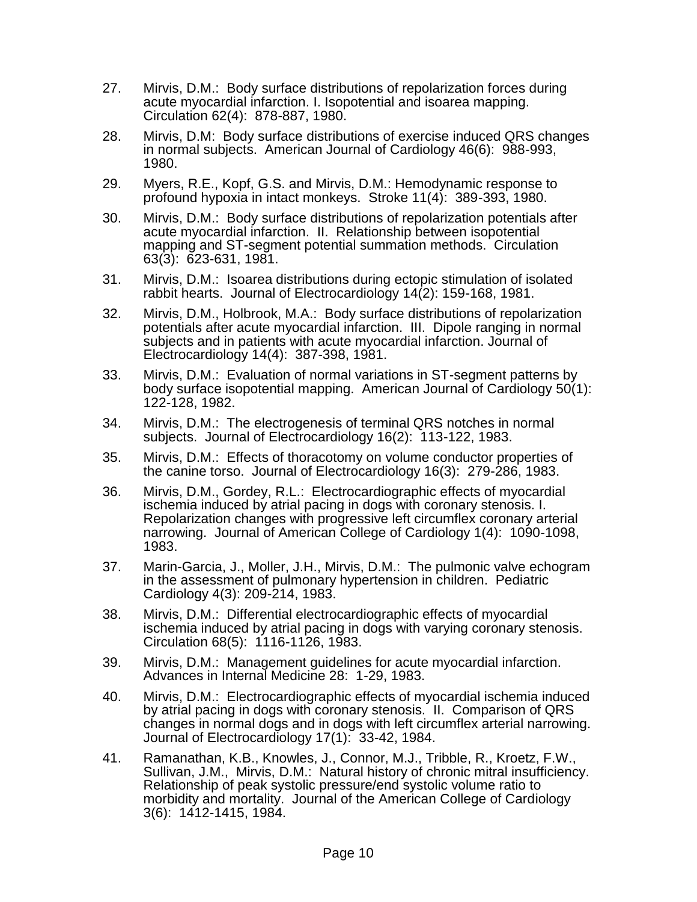27. Mirvis, D.M.: Body surface distributions of repolarization forces during acute myocardial infarction. I. Isopotential and isoarea mapping. Circulation 62(4): 878-887, 1980.

28. Mirvis, D.M: Body surface distributions of exercise induced QRS changes in normal subjects. American Journal of Cardiology 46(6): 988-993, 1980.

29. Myers, R.E., Kopf, G.S. and Mirvis, D.M.: Hemodynamic response to profound hypoxia in intact monkeys. Stroke 11(4): 389-393, 1980.

30. Mirvis, D.M.: Body surface distributions of repolarization potentials after acute myocardial infarction. II. Relationship between isopotential mapping and ST-segment potential summation methods. Circulation 63(3): 623-631, 1981.

31. Mirvis, D.M.: Isoarea distributions during ectopic stimulation of isolated rabbit hearts. Journal of Electrocardiology 14(2): 159-168, 1981.

32. Mirvis, D.M., Holbrook, M.A.: Body surface distributions of repolarization potentials after acute myocardial infarction. III. Dipole ranging in normal subjects and in patients with acute myocardial infarction. Journal of Electrocardiology 14(4): 387-398, 1981.

33. Mirvis, D.M.: Evaluation of normal variations in ST-segment patterns by body surface isopotential mapping. American Journal of Cardiology 50(1): 122-128, 1982.

34. Mirvis, D.M.: The electrogenesis of terminal QRS notches in normal subjects. Journal of Electrocardiology 16(2): 113-122, 1983.

35. Mirvis, D.M.: Effects of thoracotomy on volume conductor properties of the canine torso. Journal of Electrocardiology 16(3): 279-286, 1983.

36. Mirvis, D.M., Gordey, R.L.: Electrocardiographic effects of myocardial ischemia induced by atrial pacing in dogs with coronary stenosis. I. Repolarization changes with progressive left circumflex coronary arterial narrowing. Journal of American College of Cardiology 1(4): 1090-1098, 1983.

37. Marin-Garcia, J., Moller, J.H., Mirvis, D.M.: The pulmonic valve echogram in the assessment of pulmonary hypertension in children. Pediatric Cardiology 4(3): 209-214, 1983.

38. Mirvis, D.M.: Differential electrocardiographic effects of myocardial ischemia induced by atrial pacing in dogs with varying coronary stenosis. Circulation 68(5): 1116-1126, 1983.

39. Mirvis, D.M.: Management guidelines for acute myocardial infarction. Advances in Internal Medicine 28: 1-29, 1983.

40. Mirvis, D.M.: Electrocardiographic effects of myocardial ischemia induced by atrial pacing in dogs with coronary stenosis. II. Comparison of QRS changes in normal dogs and in dogs with left circumflex arterial narrowing. Journal of Electrocardiology 17(1): 33-42, 1984.

41. Ramanathan, K.B., Knowles, J., Connor, M.J., Tribble, R., Kroetz, F.W., Sullivan, J.M., Mirvis, D.M.: Natural history of chronic mitral insufficiency. Relationship of peak systolic pressure/end systolic volume ratio to morbidity and mortality. Journal of the American College of Cardiology 3(6): 1412-1415, 1984.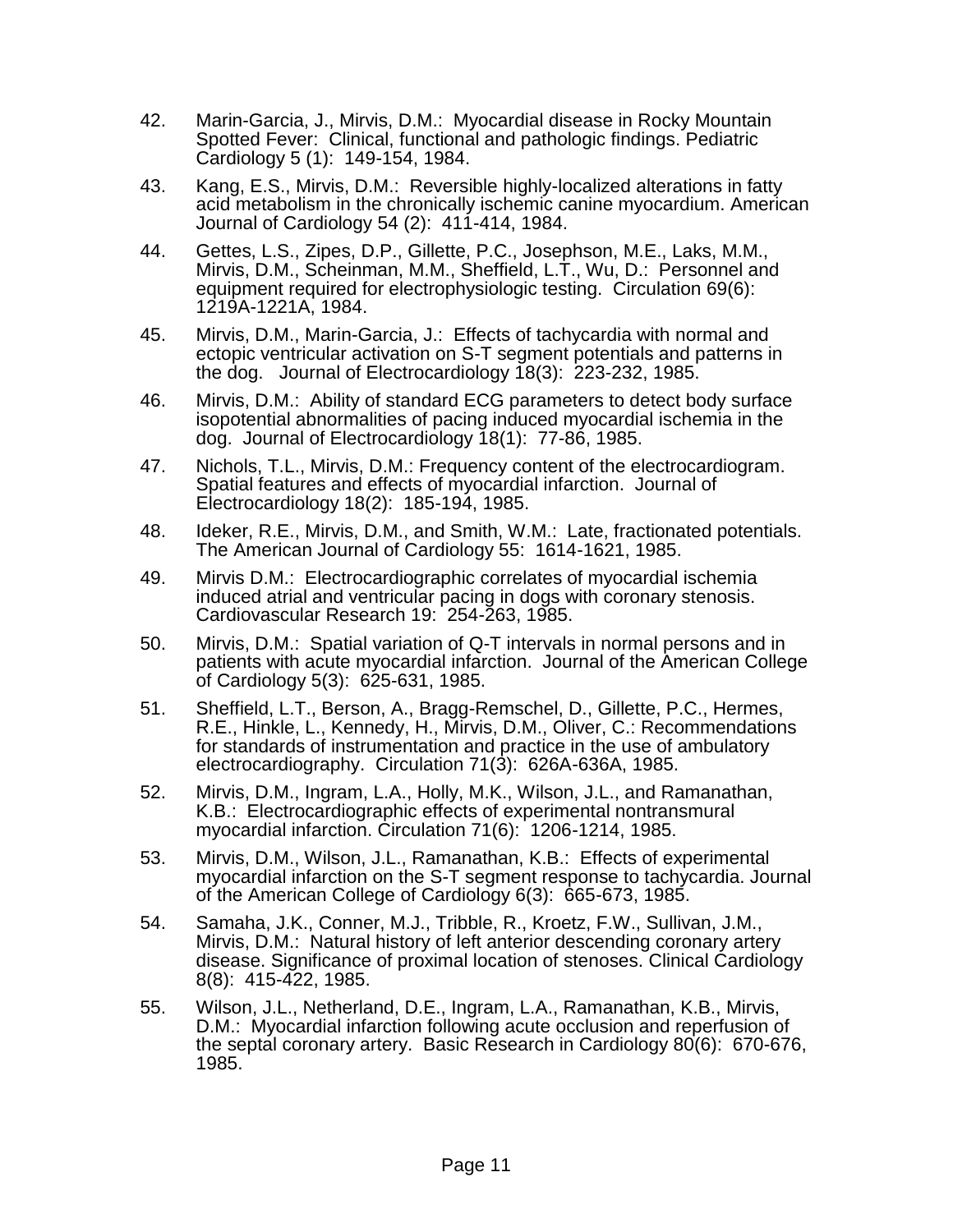42. Marin-Garcia, J., Mirvis, D.M.:  Myocardial disease in Rocky Mountain Spotted Fever:  Clinical, functional and pathologic findings. Pediatric Cardiology 5 (1):  149-154, 1984.

43. Kang, E.S., Mirvis, D.M.:  Reversible highly-localized alterations in fatty acid metabolism in the chronically ischemic canine myocardium. American Journal of Cardiology 54 (2):  411-414, 1984.

44. Gettes, L.S., Zipes, D.P., Gillette, P.C., Josephson, M.E., Laks, M.M., Mirvis, D.M., Scheinman, M.M., Sheffield, L.T., Wu, D.:  Personnel and equipment required for electrophysiologic testing.  Circulation 69(6): 1219A-1221A, 1984.

45. Mirvis, D.M., Marin-Garcia, J.:  Effects of tachycardia with normal and ectopic ventricular activation on S-T segment potentials and patterns in the dog.   Journal of Electrocardiology 18(3):  223-232, 1985.

46. Mirvis, D.M.:  Ability of standard ECG parameters to detect body surface isopotential abnormalities of pacing induced myocardial ischemia in the dog.  Journal of Electrocardiology 18(1):  77-86, 1985.

47. Nichols, T.L., Mirvis, D.M.: Frequency content of the electrocardiogram. Spatial features and effects of myocardial infarction.  Journal of Electrocardiology 18(2):  185-194, 1985.

48. Ideker, R.E., Mirvis, D.M., and Smith, W.M.:  Late, fractionated potentials. The American Journal of Cardiology 55:  1614-1621, 1985.

49. Mirvis D.M.:  Electrocardiographic correlates of myocardial ischemia induced atrial and ventricular pacing in dogs with coronary stenosis. Cardiovascular Research 19:  254-263, 1985.

50. Mirvis, D.M.:  Spatial variation of Q-T intervals in normal persons and in patients with acute myocardial infarction.  Journal of the American College of Cardiology 5(3):  625-631, 1985.

51. Sheffield, L.T., Berson, A., Bragg-Remschel, D., Gillette, P.C., Hermes, R.E., Hinkle, L., Kennedy, H., Mirvis, D.M., Oliver, C.: Recommendations for standards of instrumentation and practice in the use of ambulatory electrocardiography.  Circulation 71(3):  626A-636A, 1985.

52. Mirvis, D.M., Ingram, L.A., Holly, M.K., Wilson, J.L., and Ramanathan, K.B.:  Electrocardiographic effects of experimental nontransmural myocardial infarction. Circulation 71(6):  1206-1214, 1985.

53. Mirvis, D.M., Wilson, J.L., Ramanathan, K.B.:  Effects of experimental myocardial infarction on the S-T segment response to tachycardia. Journal of the American College of Cardiology 6(3):  665-673, 1985.

54. Samaha, J.K., Conner, M.J., Tribble, R., Kroetz, F.W., Sullivan, J.M., Mirvis, D.M.:  Natural history of left anterior descending coronary artery disease. Significance of proximal location of stenoses. Clinical Cardiology 8(8):  415-422, 1985.

55. Wilson, J.L., Netherland, D.E., Ingram, L.A., Ramanathan, K.B., Mirvis, D.M.:  Myocardial infarction following acute occlusion and reperfusion of the septal coronary artery.  Basic Research in Cardiology 80(6):  670-676, 1985.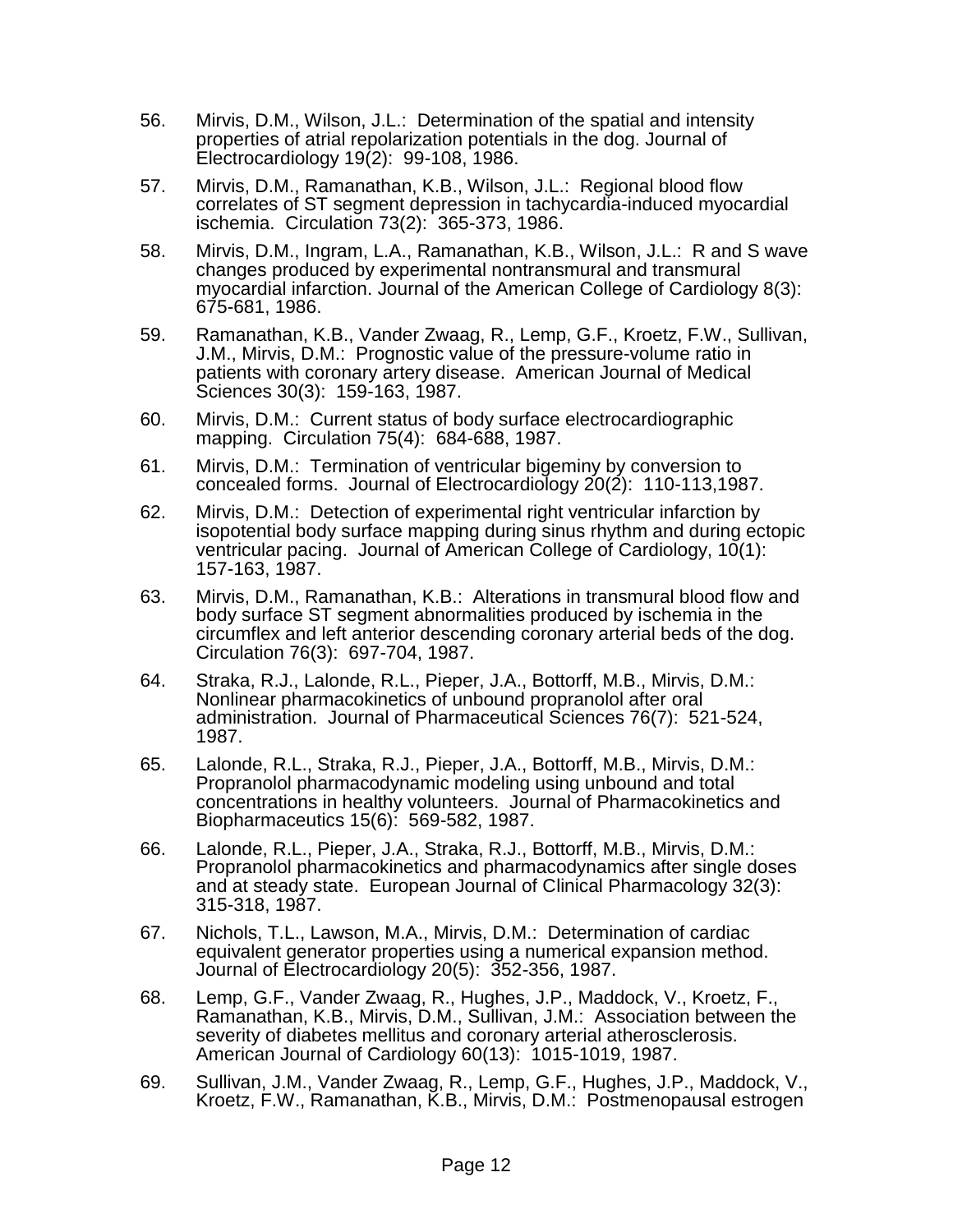56. Mirvis, D.M., Wilson, J.L.: Determination of the spatial and intensity properties of atrial repolarization potentials in the dog. Journal of Electrocardiology 19(2): 99-108, 1986.

57. Mirvis, D.M., Ramanathan, K.B., Wilson, J.L.: Regional blood flow correlates of ST segment depression in tachycardia-induced myocardial ischemia. Circulation 73(2): 365-373, 1986.

58. Mirvis, D.M., Ingram, L.A., Ramanathan, K.B., Wilson, J.L.: R and S wave changes produced by experimental nontransmural and transmural myocardial infarction. Journal of the American College of Cardiology 8(3): 675-681, 1986.

59. Ramanathan, K.B., Vander Zwaag, R., Lemp, G.F., Kroetz, F.W., Sullivan, J.M., Mirvis, D.M.: Prognostic value of the pressure-volume ratio in patients with coronary artery disease. American Journal of Medical Sciences 30(3): 159-163, 1987.

60. Mirvis, D.M.: Current status of body surface electrocardiographic mapping. Circulation 75(4): 684-688, 1987.

61. Mirvis, D.M.: Termination of ventricular bigeminy by conversion to concealed forms. Journal of Electrocardiology 20(2): 110-113,1987.

62. Mirvis, D.M.: Detection of experimental right ventricular infarction by isopotential body surface mapping during sinus rhythm and during ectopic ventricular pacing. Journal of American College of Cardiology, 10(1): 157-163, 1987.

63. Mirvis, D.M., Ramanathan, K.B.: Alterations in transmural blood flow and body surface ST segment abnormalities produced by ischemia in the circumflex and left anterior descending coronary arterial beds of the dog. Circulation 76(3): 697-704, 1987.

64. Straka, R.J., Lalonde, R.L., Pieper, J.A., Bottorff, M.B., Mirvis, D.M.: Nonlinear pharmacokinetics of unbound propranolol after oral administration. Journal of Pharmaceutical Sciences 76(7): 521-524, 1987.

65. Lalonde, R.L., Straka, R.J., Pieper, J.A., Bottorff, M.B., Mirvis, D.M.: Propranolol pharmacodynamic modeling using unbound and total concentrations in healthy volunteers. Journal of Pharmacokinetics and Biopharmaceutics 15(6): 569-582, 1987.

66. Lalonde, R.L., Pieper, J.A., Straka, R.J., Bottorff, M.B., Mirvis, D.M.: Propranolol pharmacokinetics and pharmacodynamics after single doses and at steady state. European Journal of Clinical Pharmacology 32(3): 315-318, 1987.

67. Nichols, T.L., Lawson, M.A., Mirvis, D.M.: Determination of cardiac equivalent generator properties using a numerical expansion method. Journal of Electrocardiology 20(5): 352-356, 1987.

68. Lemp, G.F., Vander Zwaag, R., Hughes, J.P., Maddock, V., Kroetz, F., Ramanathan, K.B., Mirvis, D.M., Sullivan, J.M.: Association between the severity of diabetes mellitus and coronary arterial atherosclerosis. American Journal of Cardiology 60(13): 1015-1019, 1987.

69. Sullivan, J.M., Vander Zwaag, R., Lemp, G.F., Hughes, J.P., Maddock, V., Kroetz, F.W., Ramanathan, K.B., Mirvis, D.M.: Postmenopausal estrogen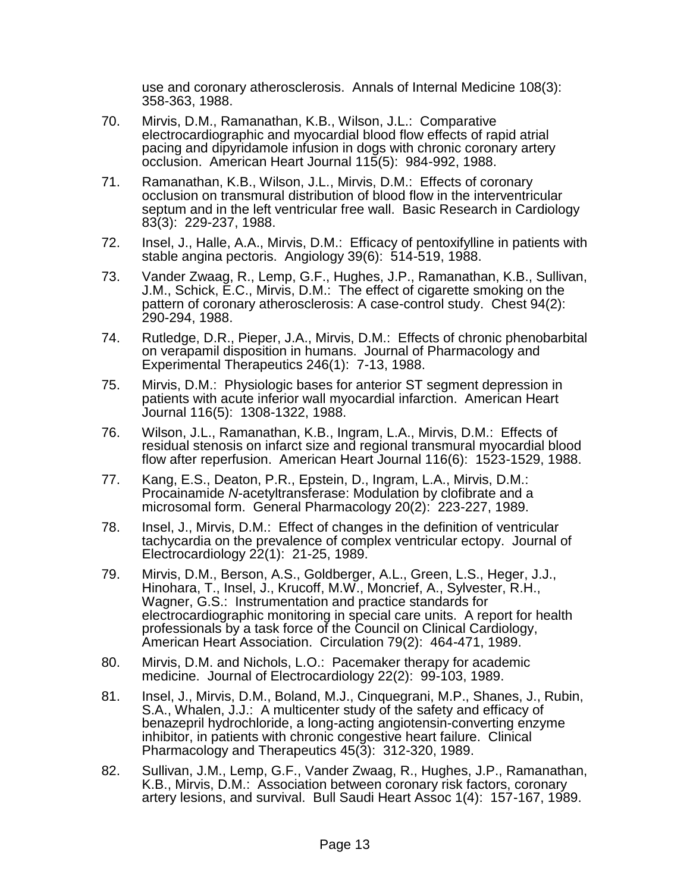use and coronary atherosclerosis. Annals of Internal Medicine 108(3): 358-363, 1988.

70. Mirvis, D.M., Ramanathan, K.B., Wilson, J.L.: Comparative electrocardiographic and myocardial blood flow effects of rapid atrial pacing and dipyridamole infusion in dogs with chronic coronary artery occlusion. American Heart Journal 115(5): 984-992, 1988.

71. Ramanathan, K.B., Wilson, J.L., Mirvis, D.M.: Effects of coronary occlusion on transmural distribution of blood flow in the interventricular septum and in the left ventricular free wall. Basic Research in Cardiology 83(3): 229-237, 1988.

72. Insel, J., Halle, A.A., Mirvis, D.M.: Efficacy of pentoxifylline in patients with stable angina pectoris. Angiology 39(6): 514-519, 1988.

73. Vander Zwaag, R., Lemp, G.F., Hughes, J.P., Ramanathan, K.B., Sullivan, J.M., Schick, E.C., Mirvis, D.M.: The effect of cigarette smoking on the pattern of coronary atherosclerosis: A case-control study. Chest 94(2): 290-294, 1988.

74. Rutledge, D.R., Pieper, J.A., Mirvis, D.M.: Effects of chronic phenobarbital on verapamil disposition in humans. Journal of Pharmacology and Experimental Therapeutics 246(1): 7-13, 1988.

75. Mirvis, D.M.: Physiologic bases for anterior ST segment depression in patients with acute inferior wall myocardial infarction. American Heart Journal 116(5): 1308-1322, 1988.

76. Wilson, J.L., Ramanathan, K.B., Ingram, L.A., Mirvis, D.M.: Effects of residual stenosis on infarct size and regional transmural myocardial blood flow after reperfusion. American Heart Journal 116(6): 1523-1529, 1988.

77. Kang, E.S., Deaton, P.R., Epstein, D., Ingram, L.A., Mirvis, D.M.: Procainamide *N*-acetyltransferase: Modulation by clofibrate and a microsomal form. General Pharmacology 20(2): 223-227, 1989.

78. Insel, J., Mirvis, D.M.: Effect of changes in the definition of ventricular tachycardia on the prevalence of complex ventricular ectopy. Journal of Electrocardiology 22(1): 21-25, 1989.

79. Mirvis, D.M., Berson, A.S., Goldberger, A.L., Green, L.S., Heger, J.J., Hinohara, T., Insel, J., Krucoff, M.W., Moncrief, A., Sylvester, R.H., Wagner, G.S.: Instrumentation and practice standards for electrocardiographic monitoring in special care units. A report for health professionals by a task force of the Council on Clinical Cardiology, American Heart Association. Circulation 79(2): 464-471, 1989.

80. Mirvis, D.M. and Nichols, L.O.: Pacemaker therapy for academic medicine. Journal of Electrocardiology 22(2): 99-103, 1989.

81. Insel, J., Mirvis, D.M., Boland, M.J., Cinquegrani, M.P., Shanes, J., Rubin, S.A., Whalen, J.J.: A multicenter study of the safety and efficacy of benazepril hydrochloride, a long-acting angiotensin-converting enzyme inhibitor, in patients with chronic congestive heart failure. Clinical Pharmacology and Therapeutics 45(3): 312-320, 1989.

82. Sullivan, J.M., Lemp, G.F., Vander Zwaag, R., Hughes, J.P., Ramanathan, K.B., Mirvis, D.M.: Association between coronary risk factors, coronary artery lesions, and survival. Bull Saudi Heart Assoc 1(4): 157-167, 1989.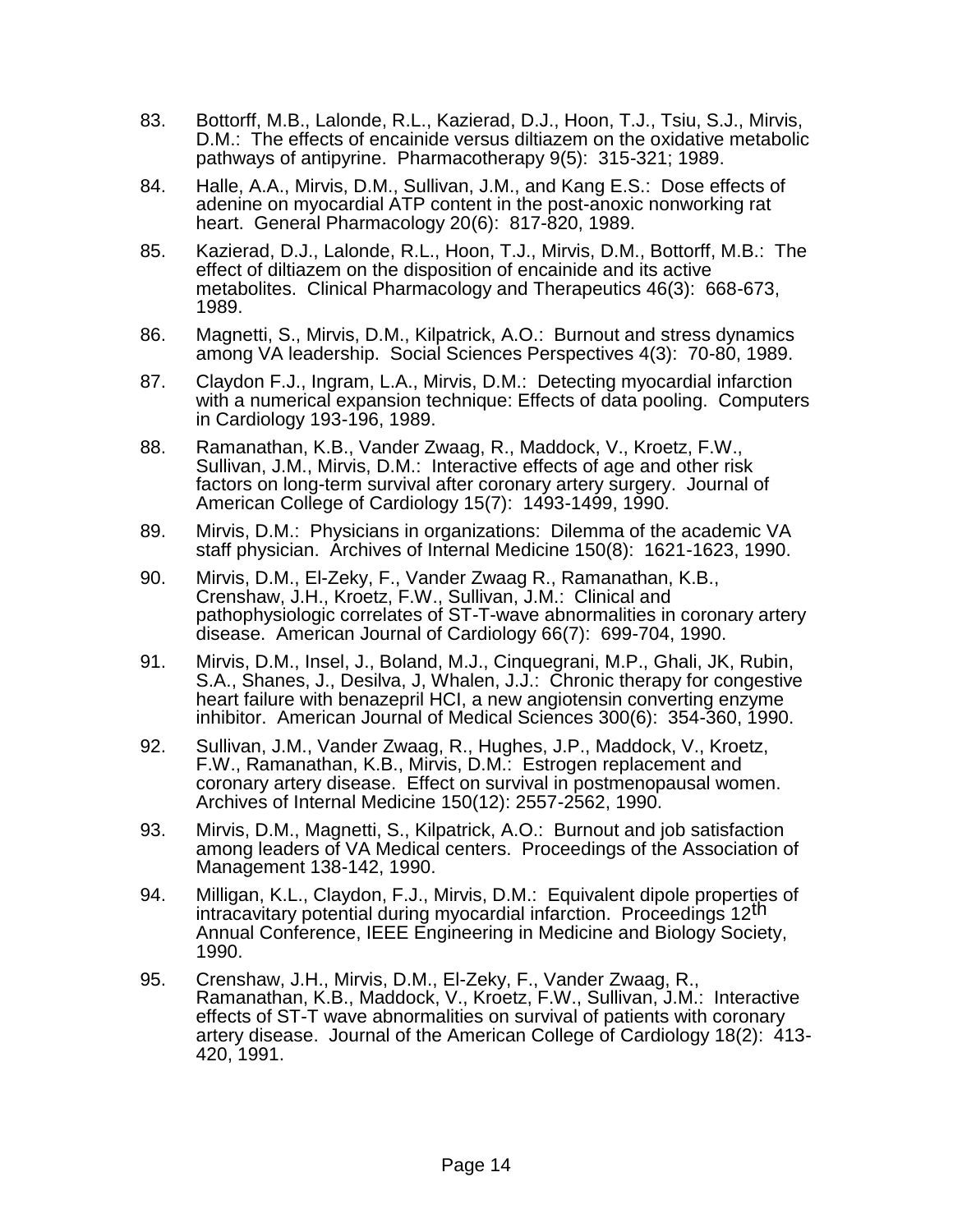83. Bottorff, M.B., Lalonde, R.L., Kazierad, D.J., Hoon, T.J., Tsiu, S.J., Mirvis, D.M.: The effects of encainide versus diltiazem on the oxidative metabolic pathways of antipyrine. Pharmacotherapy 9(5): 315-321; 1989.

84. Halle, A.A., Mirvis, D.M., Sullivan, J.M., and Kang E.S.: Dose effects of adenine on myocardial ATP content in the post-anoxic nonworking rat heart. General Pharmacology 20(6): 817-820, 1989.

85. Kazierad, D.J., Lalonde, R.L., Hoon, T.J., Mirvis, D.M., Bottorff, M.B.: The effect of diltiazem on the disposition of encainide and its active metabolites. Clinical Pharmacology and Therapeutics 46(3): 668-673, 1989.

86. Magnetti, S., Mirvis, D.M., Kilpatrick, A.O.: Burnout and stress dynamics among VA leadership. Social Sciences Perspectives 4(3): 70-80, 1989.

87. Claydon F.J., Ingram, L.A., Mirvis, D.M.: Detecting myocardial infarction with a numerical expansion technique: Effects of data pooling. Computers in Cardiology 193-196, 1989.

88. Ramanathan, K.B., Vander Zwaag, R., Maddock, V., Kroetz, F.W., Sullivan, J.M., Mirvis, D.M.: Interactive effects of age and other risk factors on long-term survival after coronary artery surgery. Journal of American College of Cardiology 15(7): 1493-1499, 1990.

89. Mirvis, D.M.: Physicians in organizations: Dilemma of the academic VA staff physician. Archives of Internal Medicine 150(8): 1621-1623, 1990.

90. Mirvis, D.M., El-Zeky, F., Vander Zwaag R., Ramanathan, K.B., Crenshaw, J.H., Kroetz, F.W., Sullivan, J.M.: Clinical and pathophysiologic correlates of ST-T-wave abnormalities in coronary artery disease. American Journal of Cardiology 66(7): 699-704, 1990.

91. Mirvis, D.M., Insel, J., Boland, M.J., Cinquegrani, M.P., Ghali, JK, Rubin, S.A., Shanes, J., Desilva, J, Whalen, J.J.: Chronic therapy for congestive heart failure with benazepril HCl, a new angiotensin converting enzyme inhibitor. American Journal of Medical Sciences 300(6): 354-360, 1990.

92. Sullivan, J.M., Vander Zwaag, R., Hughes, J.P., Maddock, V., Kroetz, F.W., Ramanathan, K.B., Mirvis, D.M.: Estrogen replacement and coronary artery disease. Effect on survival in postmenopausal women. Archives of Internal Medicine 150(12): 2557-2562, 1990.

93. Mirvis, D.M., Magnetti, S., Kilpatrick, A.O.: Burnout and job satisfaction among leaders of VA Medical centers. Proceedings of the Association of Management 138-142, 1990.

94. Milligan, K.L., Claydon, F.J., Mirvis, D.M.: Equivalent dipole properties of intracavitary potential during myocardial infarction. Proceedings 12th Annual Conference, IEEE Engineering in Medicine and Biology Society, 1990.

95. Crenshaw, J.H., Mirvis, D.M., El-Zeky, F., Vander Zwaag, R., Ramanathan, K.B., Maddock, V., Kroetz, F.W., Sullivan, J.M.: Interactive effects of ST-T wave abnormalities on survival of patients with coronary artery disease. Journal of the American College of Cardiology 18(2): 413-420, 1991.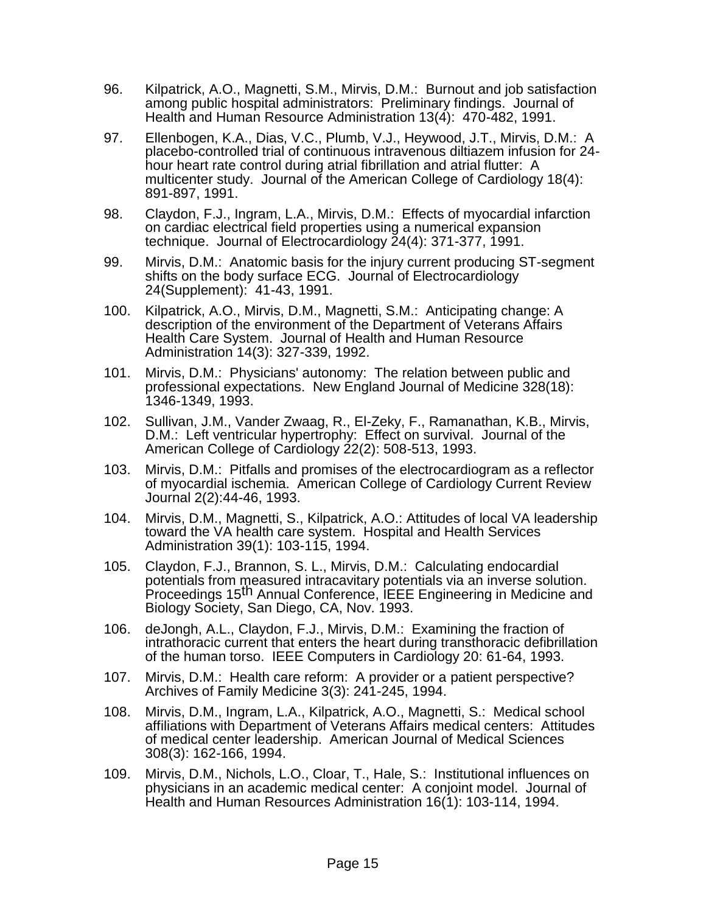96. Kilpatrick, A.O., Magnetti, S.M., Mirvis, D.M.: Burnout and job satisfaction among public hospital administrators: Preliminary findings. Journal of Health and Human Resource Administration 13(4): 470-482, 1991.

97. Ellenbogen, K.A., Dias, V.C., Plumb, V.J., Heywood, J.T., Mirvis, D.M.: A placebo-controlled trial of continuous intravenous diltiazem infusion for 24-hour heart rate control during atrial fibrillation and atrial flutter: A multicenter study. Journal of the American College of Cardiology 18(4): 891-897, 1991.

98. Claydon, F.J., Ingram, L.A., Mirvis, D.M.: Effects of myocardial infarction on cardiac electrical field properties using a numerical expansion technique. Journal of Electrocardiology 24(4): 371-377, 1991.

99. Mirvis, D.M.: Anatomic basis for the injury current producing ST-segment shifts on the body surface ECG. Journal of Electrocardiology 24(Supplement): 41-43, 1991.

100. Kilpatrick, A.O., Mirvis, D.M., Magnetti, S.M.: Anticipating change: A description of the environment of the Department of Veterans Affairs Health Care System. Journal of Health and Human Resource Administration 14(3): 327-339, 1992.

101. Mirvis, D.M.: Physicians' autonomy: The relation between public and professional expectations. New England Journal of Medicine 328(18): 1346-1349, 1993.

102. Sullivan, J.M., Vander Zwaag, R., El-Zeky, F., Ramanathan, K.B., Mirvis, D.M.: Left ventricular hypertrophy: Effect on survival. Journal of the American College of Cardiology 22(2): 508-513, 1993.

103. Mirvis, D.M.: Pitfalls and promises of the electrocardiogram as a reflector of myocardial ischemia. American College of Cardiology Current Review Journal 2(2):44-46, 1993.

104. Mirvis, D.M., Magnetti, S., Kilpatrick, A.O.: Attitudes of local VA leadership toward the VA health care system. Hospital and Health Services Administration 39(1): 103-115, 1994.

105. Claydon, F.J., Brannon, S. L., Mirvis, D.M.: Calculating endocardial potentials from measured intracavitary potentials via an inverse solution. Proceedings 15th Annual Conference, IEEE Engineering in Medicine and Biology Society, San Diego, CA, Nov. 1993.

106. deJongh, A.L., Claydon, F.J., Mirvis, D.M.: Examining the fraction of intrathoracic current that enters the heart during transthoracic defibrillation of the human torso. IEEE Computers in Cardiology 20: 61-64, 1993.

107. Mirvis, D.M.: Health care reform: A provider or a patient perspective? Archives of Family Medicine 3(3): 241-245, 1994.

108. Mirvis, D.M., Ingram, L.A., Kilpatrick, A.O., Magnetti, S.: Medical school affiliations with Department of Veterans Affairs medical centers: Attitudes of medical center leadership. American Journal of Medical Sciences 308(3): 162-166, 1994.

109. Mirvis, D.M., Nichols, L.O., Cloar, T., Hale, S.: Institutional influences on physicians in an academic medical center: A conjoint model. Journal of Health and Human Resources Administration 16(1): 103-114, 1994.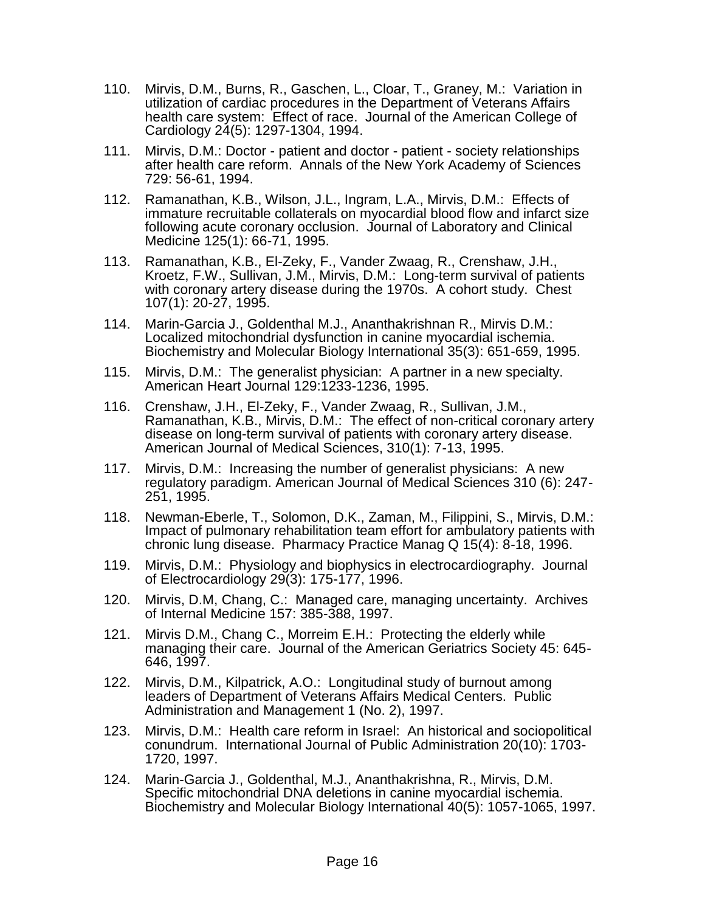110. Mirvis, D.M., Burns, R., Gaschen, L., Cloar, T., Graney, M.: Variation in utilization of cardiac procedures in the Department of Veterans Affairs health care system: Effect of race. Journal of the American College of Cardiology 24(5): 1297-1304, 1994.

111. Mirvis, D.M.: Doctor - patient and doctor - patient - society relationships after health care reform. Annals of the New York Academy of Sciences 729: 56-61, 1994.

112. Ramanathan, K.B., Wilson, J.L., Ingram, L.A., Mirvis, D.M.: Effects of immature recruitable collaterals on myocardial blood flow and infarct size following acute coronary occlusion. Journal of Laboratory and Clinical Medicine 125(1): 66-71, 1995.

113. Ramanathan, K.B., El-Zeky, F., Vander Zwaag, R., Crenshaw, J.H., Kroetz, F.W., Sullivan, J.M., Mirvis, D.M.: Long-term survival of patients with coronary artery disease during the 1970s. A cohort study. Chest 107(1): 20-27, 1995.

114. Marin-Garcia J., Goldenthal M.J., Ananthakrishnan R., Mirvis D.M.: Localized mitochondrial dysfunction in canine myocardial ischemia. Biochemistry and Molecular Biology International 35(3): 651-659, 1995.

115. Mirvis, D.M.: The generalist physician: A partner in a new specialty. American Heart Journal 129:1233-1236, 1995.

116. Crenshaw, J.H., El-Zeky, F., Vander Zwaag, R., Sullivan, J.M., Ramanathan, K.B., Mirvis, D.M.: The effect of non-critical coronary artery disease on long-term survival of patients with coronary artery disease. American Journal of Medical Sciences, 310(1): 7-13, 1995.

117. Mirvis, D.M.: Increasing the number of generalist physicians: A new regulatory paradigm. American Journal of Medical Sciences 310 (6): 247-251, 1995.

118. Newman-Eberle, T., Solomon, D.K., Zaman, M., Filippini, S., Mirvis, D.M.: Impact of pulmonary rehabilitation team effort for ambulatory patients with chronic lung disease. Pharmacy Practice Manag Q 15(4): 8-18, 1996.

119. Mirvis, D.M.: Physiology and biophysics in electrocardiography. Journal of Electrocardiology 29(3): 175-177, 1996.

120. Mirvis, D.M, Chang, C.: Managed care, managing uncertainty. Archives of Internal Medicine 157: 385-388, 1997.

121. Mirvis D.M., Chang C., Morreim E.H.: Protecting the elderly while managing their care. Journal of the American Geriatrics Society 45: 645-646, 1997.

122. Mirvis, D.M., Kilpatrick, A.O.: Longitudinal study of burnout among leaders of Department of Veterans Affairs Medical Centers. Public Administration and Management 1 (No. 2), 1997.

123. Mirvis, D.M.: Health care reform in Israel: An historical and sociopolitical conundrum. International Journal of Public Administration 20(10): 1703-1720, 1997.

124. Marin-Garcia J., Goldenthal, M.J., Ananthakrishna, R., Mirvis, D.M. Specific mitochondrial DNA deletions in canine myocardial ischemia. Biochemistry and Molecular Biology International 40(5): 1057-1065, 1997.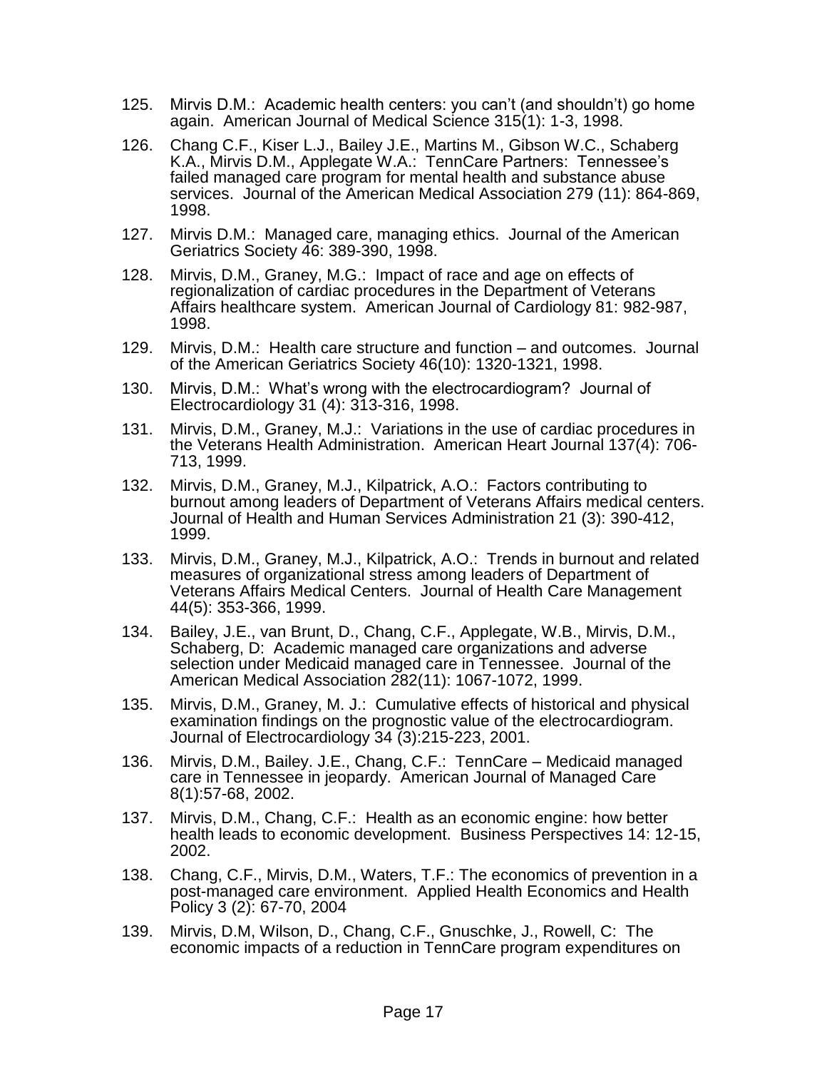125. Mirvis D.M.: Academic health centers: you can't (and shouldn't) go home again. American Journal of Medical Science 315(1): 1-3, 1998.

126. Chang C.F., Kiser L.J., Bailey J.E., Martins M., Gibson W.C., Schaberg K.A., Mirvis D.M., Applegate W.A.: TennCare Partners: Tennessee's failed managed care program for mental health and substance abuse services. Journal of the American Medical Association 279 (11): 864-869, 1998.

127. Mirvis D.M.: Managed care, managing ethics. Journal of the American Geriatrics Society 46: 389-390, 1998.

128. Mirvis, D.M., Graney, M.G.: Impact of race and age on effects of regionalization of cardiac procedures in the Department of Veterans Affairs healthcare system. American Journal of Cardiology 81: 982-987, 1998.

129. Mirvis, D.M.: Health care structure and function – and outcomes. Journal of the American Geriatrics Society 46(10): 1320-1321, 1998.

130. Mirvis, D.M.: What's wrong with the electrocardiogram? Journal of Electrocardiology 31 (4): 313-316, 1998.

131. Mirvis, D.M., Graney, M.J.: Variations in the use of cardiac procedures in the Veterans Health Administration. American Heart Journal 137(4): 706-713, 1999.

132. Mirvis, D.M., Graney, M.J., Kilpatrick, A.O.: Factors contributing to burnout among leaders of Department of Veterans Affairs medical centers. Journal of Health and Human Services Administration 21 (3): 390-412, 1999.

133. Mirvis, D.M., Graney, M.J., Kilpatrick, A.O.: Trends in burnout and related measures of organizational stress among leaders of Department of Veterans Affairs Medical Centers. Journal of Health Care Management 44(5): 353-366, 1999.

134. Bailey, J.E., van Brunt, D., Chang, C.F., Applegate, W.B., Mirvis, D.M., Schaberg, D: Academic managed care organizations and adverse selection under Medicaid managed care in Tennessee. Journal of the American Medical Association 282(11): 1067-1072, 1999.

135. Mirvis, D.M., Graney, M. J.: Cumulative effects of historical and physical examination findings on the prognostic value of the electrocardiogram. Journal of Electrocardiology 34 (3):215-223, 2001.

136. Mirvis, D.M., Bailey. J.E., Chang, C.F.: TennCare – Medicaid managed care in Tennessee in jeopardy. American Journal of Managed Care 8(1):57-68, 2002.

137. Mirvis, D.M., Chang, C.F.: Health as an economic engine: how better health leads to economic development. Business Perspectives 14: 12-15, 2002.

138. Chang, C.F., Mirvis, D.M., Waters, T.F.: The economics of prevention in a post-managed care environment. Applied Health Economics and Health Policy 3 (2): 67-70, 2004

139. Mirvis, D.M, Wilson, D., Chang, C.F., Gnuschke, J., Rowell, C: The economic impacts of a reduction in TennCare program expenditures on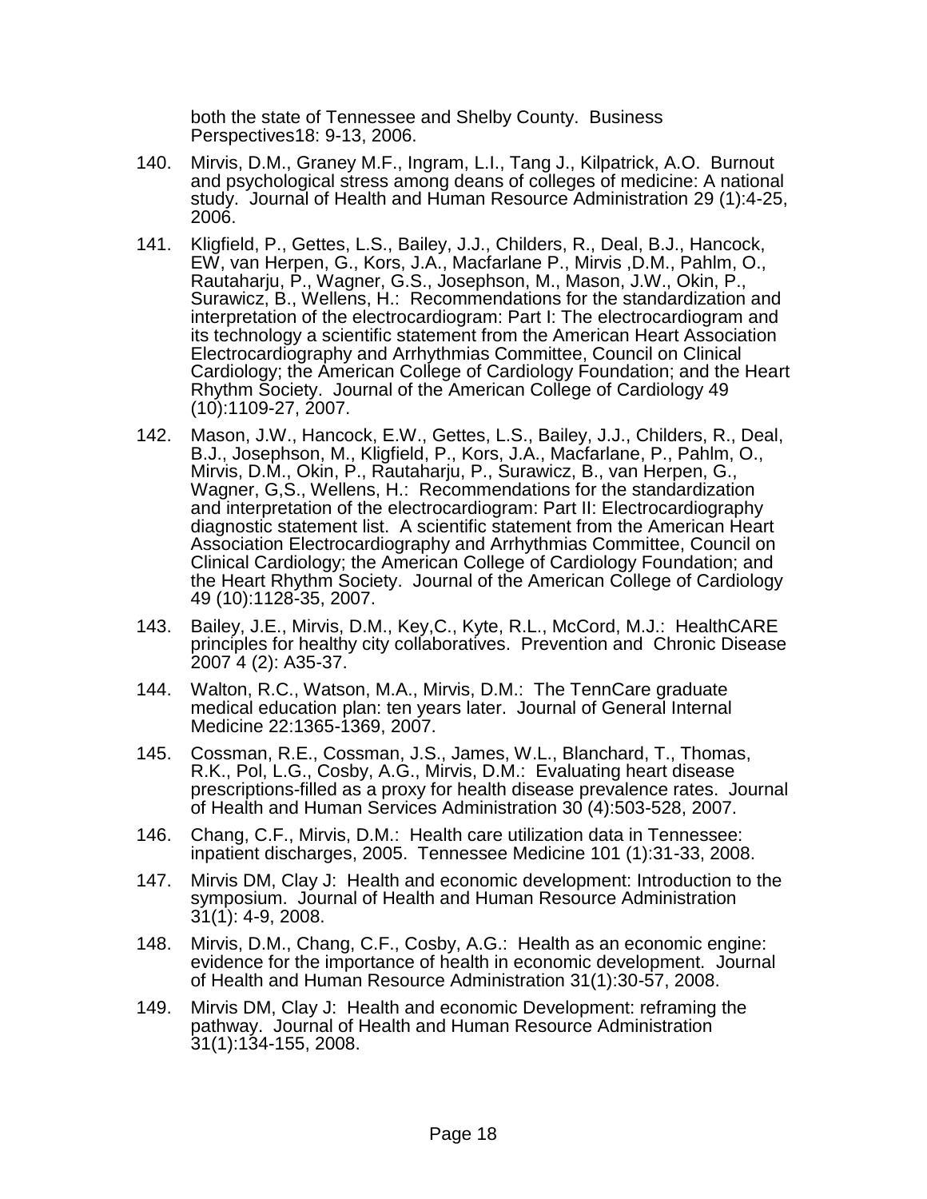both the state of Tennessee and Shelby County. Business Perspectives18: 9-13, 2006.

140. Mirvis, D.M., Graney M.F., Ingram, L.I., Tang J., Kilpatrick, A.O. Burnout and psychological stress among deans of colleges of medicine: A national study. Journal of Health and Human Resource Administration 29 (1):4-25, 2006.

141. Kligfield, P., Gettes, L.S., Bailey, J.J., Childers, R., Deal, B.J., Hancock, EW, van Herpen, G., Kors, J.A., Macfarlane P., Mirvis ,D.M., Pahlm, O., Rautaharju, P., Wagner, G.S., Josephson, M., Mason, J.W., Okin, P., Surawicz, B., Wellens, H.: Recommendations for the standardization and interpretation of the electrocardiogram: Part I: The electrocardiogram and its technology a scientific statement from the American Heart Association Electrocardiography and Arrhythmias Committee, Council on Clinical Cardiology; the American College of Cardiology Foundation; and the Heart Rhythm Society. Journal of the American College of Cardiology 49 (10):1109-27, 2007.

142. Mason, J.W., Hancock, E.W., Gettes, L.S., Bailey, J.J., Childers, R., Deal, B.J., Josephson, M., Kligfield, P., Kors, J.A., Macfarlane, P., Pahlm, O., Mirvis, D.M., Okin, P., Rautaharju, P., Surawicz, B., van Herpen, G., Wagner, G,S., Wellens, H.: Recommendations for the standardization and interpretation of the electrocardiogram: Part II: Electrocardiography diagnostic statement list. A scientific statement from the American Heart Association Electrocardiography and Arrhythmias Committee, Council on Clinical Cardiology; the American College of Cardiology Foundation; and the Heart Rhythm Society. Journal of the American College of Cardiology 49 (10):1128-35, 2007.

143. Bailey, J.E., Mirvis, D.M., Key,C., Kyte, R.L., McCord, M.J.: HealthCARE principles for healthy city collaboratives. Prevention and Chronic Disease 2007 4 (2): A35-37.

144. Walton, R.C., Watson, M.A., Mirvis, D.M.: The TennCare graduate medical education plan: ten years later. Journal of General Internal Medicine 22:1365-1369, 2007.

145. Cossman, R.E., Cossman, J.S., James, W.L., Blanchard, T., Thomas, R.K., Pol, L.G., Cosby, A.G., Mirvis, D.M.: Evaluating heart disease prescriptions-filled as a proxy for health disease prevalence rates. Journal of Health and Human Services Administration 30 (4):503-528, 2007.

146. Chang, C.F., Mirvis, D.M.: Health care utilization data in Tennessee: inpatient discharges, 2005. Tennessee Medicine 101 (1):31-33, 2008.

147. Mirvis DM, Clay J: Health and economic development: Introduction to the symposium. Journal of Health and Human Resource Administration 31(1): 4-9, 2008.

148. Mirvis, D.M., Chang, C.F., Cosby, A.G.: Health as an economic engine: evidence for the importance of health in economic development. Journal of Health and Human Resource Administration 31(1):30-57, 2008.

149. Mirvis DM, Clay J: Health and economic Development: reframing the pathway. Journal of Health and Human Resource Administration 31(1):134-155, 2008.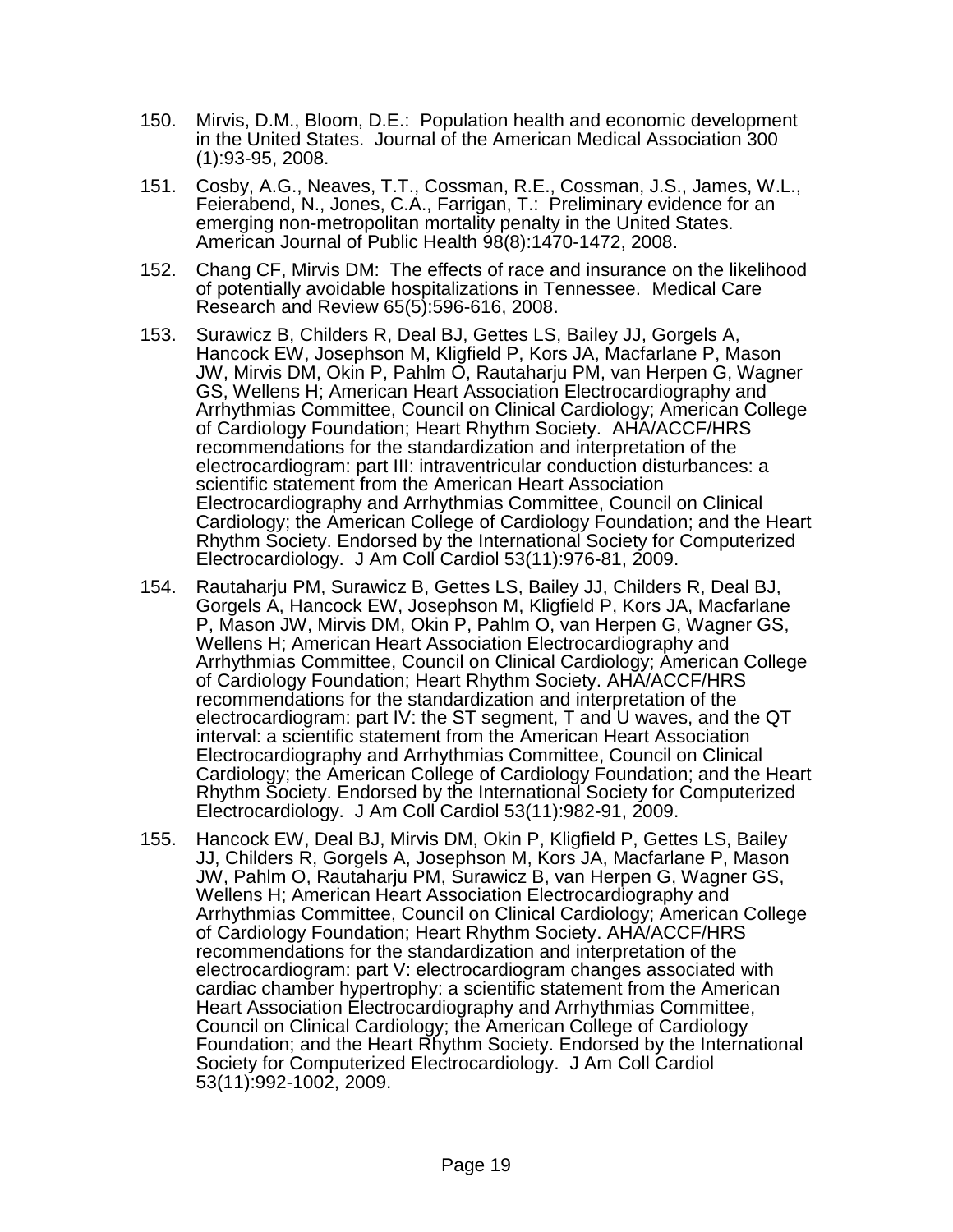150. Mirvis, D.M., Bloom, D.E.: Population health and economic development in the United States. Journal of the American Medical Association 300 (1):93-95, 2008.

151. Cosby, A.G., Neaves, T.T., Cossman, R.E., Cossman, J.S., James, W.L., Feierabend, N., Jones, C.A., Farrigan, T.: Preliminary evidence for an emerging non-metropolitan mortality penalty in the United States. American Journal of Public Health 98(8):1470-1472, 2008.

152. Chang CF, Mirvis DM: The effects of race and insurance on the likelihood of potentially avoidable hospitalizations in Tennessee. Medical Care Research and Review 65(5):596-616, 2008.

153. Surawicz B, Childers R, Deal BJ, Gettes LS, Bailey JJ, Gorgels A, Hancock EW, Josephson M, Kligfield P, Kors JA, Macfarlane P, Mason JW, Mirvis DM, Okin P, Pahlm O, Rautaharju PM, van Herpen G, Wagner GS, Wellens H; American Heart Association Electrocardiography and Arrhythmias Committee, Council on Clinical Cardiology; American College of Cardiology Foundation; Heart Rhythm Society. AHA/ACCF/HRS recommendations for the standardization and interpretation of the electrocardiogram: part III: intraventricular conduction disturbances: a scientific statement from the American Heart Association Electrocardiography and Arrhythmias Committee, Council on Clinical Cardiology; the American College of Cardiology Foundation; and the Heart Rhythm Society. Endorsed by the International Society for Computerized Electrocardiology. J Am Coll Cardiol 53(11):976-81, 2009.

154. Rautaharju PM, Surawicz B, Gettes LS, Bailey JJ, Childers R, Deal BJ, Gorgels A, Hancock EW, Josephson M, Kligfield P, Kors JA, Macfarlane P, Mason JW, Mirvis DM, Okin P, Pahlm O, van Herpen G, Wagner GS, Wellens H; American Heart Association Electrocardiography and Arrhythmias Committee, Council on Clinical Cardiology; American College of Cardiology Foundation; Heart Rhythm Society. AHA/ACCF/HRS recommendations for the standardization and interpretation of the electrocardiogram: part IV: the ST segment, T and U waves, and the QT interval: a scientific statement from the American Heart Association Electrocardiography and Arrhythmias Committee, Council on Clinical Cardiology; the American College of Cardiology Foundation; and the Heart Rhythm Society. Endorsed by the International Society for Computerized Electrocardiology. J Am Coll Cardiol 53(11):982-91, 2009.

155. Hancock EW, Deal BJ, Mirvis DM, Okin P, Kligfield P, Gettes LS, Bailey JJ, Childers R, Gorgels A, Josephson M, Kors JA, Macfarlane P, Mason JW, Pahlm O, Rautaharju PM, Surawicz B, van Herpen G, Wagner GS, Wellens H; American Heart Association Electrocardiography and Arrhythmias Committee, Council on Clinical Cardiology; American College of Cardiology Foundation; Heart Rhythm Society. AHA/ACCF/HRS recommendations for the standardization and interpretation of the electrocardiogram: part V: electrocardiogram changes associated with cardiac chamber hypertrophy: a scientific statement from the American Heart Association Electrocardiography and Arrhythmias Committee, Council on Clinical Cardiology; the American College of Cardiology Foundation; and the Heart Rhythm Society. Endorsed by the International Society for Computerized Electrocardiology. J Am Coll Cardiol 53(11):992-1002, 2009.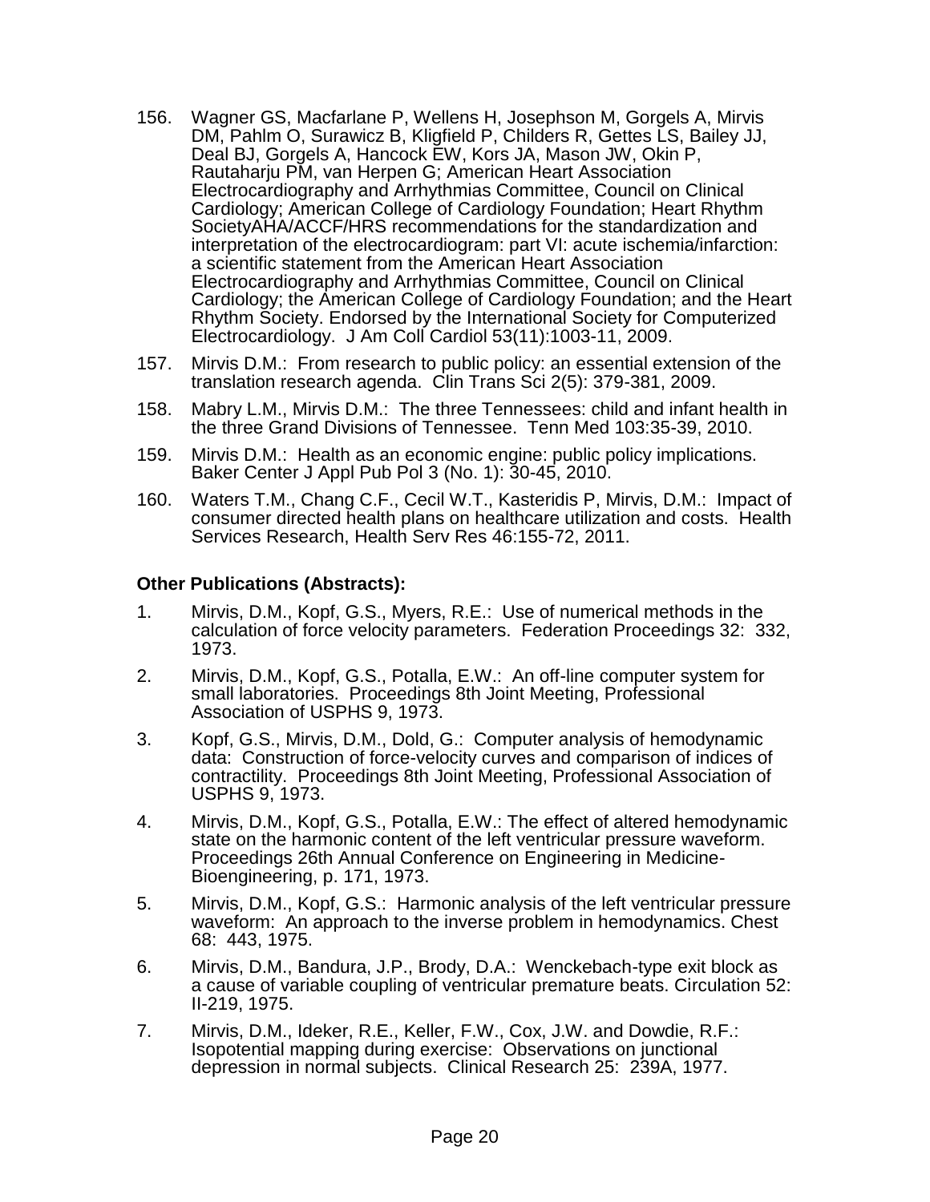156. Wagner GS, Macfarlane P, Wellens H, Josephson M, Gorgels A, Mirvis DM, Pahlm O, Surawicz B, Kligfield P, Childers R, Gettes LS, Bailey JJ, Deal BJ, Gorgels A, Hancock EW, Kors JA, Mason JW, Okin P, Rautaharju PM, van Herpen G; American Heart Association Electrocardiography and Arrhythmias Committee, Council on Clinical Cardiology; American College of Cardiology Foundation; Heart Rhythm SocietyAHA/ACCF/HRS recommendations for the standardization and interpretation of the electrocardiogram: part VI: acute ischemia/infarction: a scientific statement from the American Heart Association Electrocardiography and Arrhythmias Committee, Council on Clinical Cardiology; the American College of Cardiology Foundation; and the Heart Rhythm Society. Endorsed by the International Society for Computerized Electrocardiology. J Am Coll Cardiol 53(11):1003-11, 2009.

157. Mirvis D.M.: From research to public policy: an essential extension of the translation research agenda. Clin Trans Sci 2(5): 379-381, 2009.

158. Mabry L.M., Mirvis D.M.: The three Tennessees: child and infant health in the three Grand Divisions of Tennessee. Tenn Med 103:35-39, 2010.

159. Mirvis D.M.: Health as an economic engine: public policy implications. Baker Center J Appl Pub Pol 3 (No. 1): 30-45, 2010.

160. Waters T.M., Chang C.F., Cecil W.T., Kasteridis P, Mirvis, D.M.: Impact of consumer directed health plans on healthcare utilization and costs. Health Services Research, Health Serv Res 46:155-72, 2011.

**Other Publications (Abstracts):**

1. Mirvis, D.M., Kopf, G.S., Myers, R.E.: Use of numerical methods in the calculation of force velocity parameters. Federation Proceedings 32: 332, 1973.

2. Mirvis, D.M., Kopf, G.S., Potalla, E.W.: An off-line computer system for small laboratories. Proceedings 8th Joint Meeting, Professional Association of USPHS 9, 1973.

3. Kopf, G.S., Mirvis, D.M., Dold, G.: Computer analysis of hemodynamic data: Construction of force-velocity curves and comparison of indices of contractility. Proceedings 8th Joint Meeting, Professional Association of USPHS 9, 1973.

4. Mirvis, D.M., Kopf, G.S., Potalla, E.W.: The effect of altered hemodynamic state on the harmonic content of the left ventricular pressure waveform. Proceedings 26th Annual Conference on Engineering in Medicine-Bioengineering, p. 171, 1973.

5. Mirvis, D.M., Kopf, G.S.: Harmonic analysis of the left ventricular pressure waveform: An approach to the inverse problem in hemodynamics. Chest 68: 443, 1975.

6. Mirvis, D.M., Bandura, J.P., Brody, D.A.: Wenckebach-type exit block as a cause of variable coupling of ventricular premature beats. Circulation 52: II-219, 1975.

7. Mirvis, D.M., Ideker, R.E., Keller, F.W., Cox, J.W. and Dowdie, R.F.: Isopotential mapping during exercise: Observations on junctional depression in normal subjects. Clinical Research 25: 239A, 1977.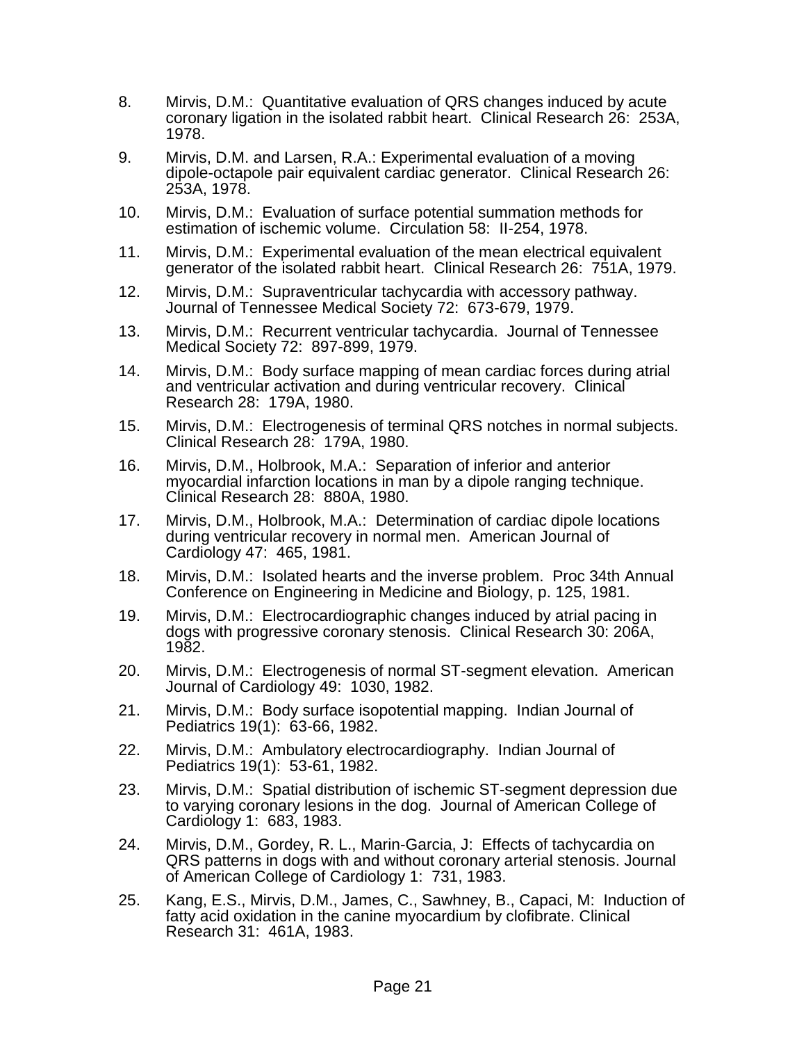8. Mirvis, D.M.: Quantitative evaluation of QRS changes induced by acute coronary ligation in the isolated rabbit heart. Clinical Research 26: 253A, 1978.

9. Mirvis, D.M. and Larsen, R.A.: Experimental evaluation of a moving dipole-octapole pair equivalent cardiac generator. Clinical Research 26: 253A, 1978.

10. Mirvis, D.M.: Evaluation of surface potential summation methods for estimation of ischemic volume. Circulation 58: II-254, 1978.

11. Mirvis, D.M.: Experimental evaluation of the mean electrical equivalent generator of the isolated rabbit heart. Clinical Research 26: 751A, 1979.

12. Mirvis, D.M.: Supraventricular tachycardia with accessory pathway. Journal of Tennessee Medical Society 72: 673-679, 1979.

13. Mirvis, D.M.: Recurrent ventricular tachycardia. Journal of Tennessee Medical Society 72: 897-899, 1979.

14. Mirvis, D.M.: Body surface mapping of mean cardiac forces during atrial and ventricular activation and during ventricular recovery. Clinical Research 28: 179A, 1980.

15. Mirvis, D.M.: Electrogenesis of terminal QRS notches in normal subjects. Clinical Research 28: 179A, 1980.

16. Mirvis, D.M., Holbrook, M.A.: Separation of inferior and anterior myocardial infarction locations in man by a dipole ranging technique. Clinical Research 28: 880A, 1980.

17. Mirvis, D.M., Holbrook, M.A.: Determination of cardiac dipole locations during ventricular recovery in normal men. American Journal of Cardiology 47: 465, 1981.

18. Mirvis, D.M.: Isolated hearts and the inverse problem. Proc 34th Annual Conference on Engineering in Medicine and Biology, p. 125, 1981.

19. Mirvis, D.M.: Electrocardiographic changes induced by atrial pacing in dogs with progressive coronary stenosis. Clinical Research 30: 206A, 1982.

20. Mirvis, D.M.: Electrogenesis of normal ST-segment elevation. American Journal of Cardiology 49: 1030, 1982.

21. Mirvis, D.M.: Body surface isopotential mapping. Indian Journal of Pediatrics 19(1): 63-66, 1982.

22. Mirvis, D.M.: Ambulatory electrocardiography. Indian Journal of Pediatrics 19(1): 53-61, 1982.

23. Mirvis, D.M.: Spatial distribution of ischemic ST-segment depression due to varying coronary lesions in the dog. Journal of American College of Cardiology 1: 683, 1983.

24. Mirvis, D.M., Gordey, R. L., Marin-Garcia, J: Effects of tachycardia on QRS patterns in dogs with and without coronary arterial stenosis. Journal of American College of Cardiology 1: 731, 1983.

25. Kang, E.S., Mirvis, D.M., James, C., Sawhney, B., Capaci, M: Induction of fatty acid oxidation in the canine myocardium by clofibrate. Clinical Research 31: 461A, 1983.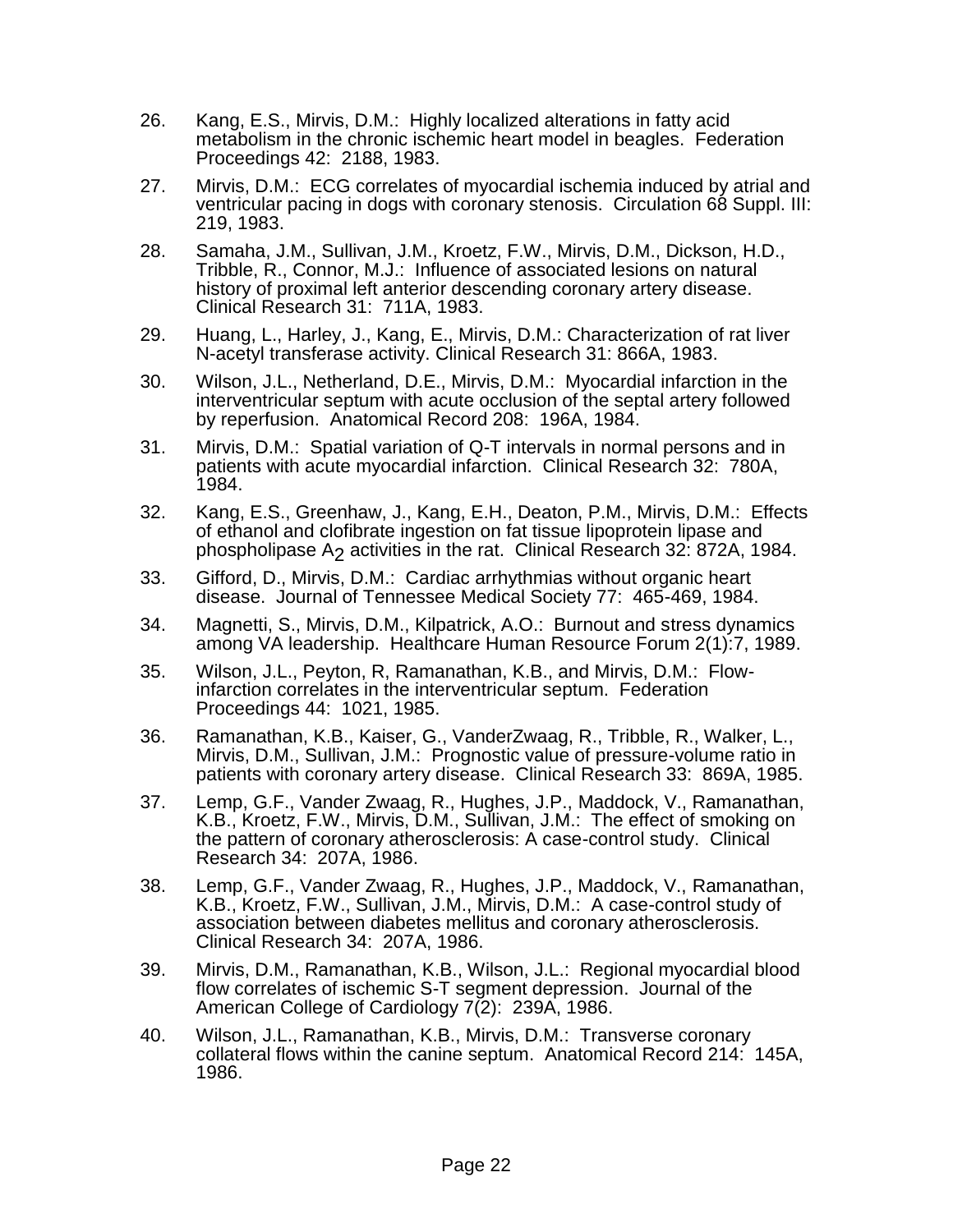26. Kang, E.S., Mirvis, D.M.: Highly localized alterations in fatty acid metabolism in the chronic ischemic heart model in beagles. Federation Proceedings 42: 2188, 1983.

27. Mirvis, D.M.: ECG correlates of myocardial ischemia induced by atrial and ventricular pacing in dogs with coronary stenosis. Circulation 68 Suppl. III: 219, 1983.

28. Samaha, J.M., Sullivan, J.M., Kroetz, F.W., Mirvis, D.M., Dickson, H.D., Tribble, R., Connor, M.J.: Influence of associated lesions on natural history of proximal left anterior descending coronary artery disease. Clinical Research 31: 711A, 1983.

29. Huang, L., Harley, J., Kang, E., Mirvis, D.M.: Characterization of rat liver N-acetyl transferase activity. Clinical Research 31: 866A, 1983.

30. Wilson, J.L., Netherland, D.E., Mirvis, D.M.: Myocardial infarction in the interventricular septum with acute occlusion of the septal artery followed by reperfusion. Anatomical Record 208: 196A, 1984.

31. Mirvis, D.M.: Spatial variation of Q-T intervals in normal persons and in patients with acute myocardial infarction. Clinical Research 32: 780A, 1984.

32. Kang, E.S., Greenhaw, J., Kang, E.H., Deaton, P.M., Mirvis, D.M.: Effects of ethanol and clofibrate ingestion on fat tissue lipoprotein lipase and phospholipase $A_2$ activities in the rat. Clinical Research 32: 872A, 1984.

33. Gifford, D., Mirvis, D.M.: Cardiac arrhythmias without organic heart disease. Journal of Tennessee Medical Society 77: 465-469, 1984.

34. Magnetti, S., Mirvis, D.M., Kilpatrick, A.O.: Burnout and stress dynamics among VA leadership. Healthcare Human Resource Forum 2(1):7, 1989.

35. Wilson, J.L., Peyton, R, Ramanathan, K.B., and Mirvis, D.M.: Flow-infarction correlates in the interventricular septum. Federation Proceedings 44: 1021, 1985.

36. Ramanathan, K.B., Kaiser, G., VanderZwaag, R., Tribble, R., Walker, L., Mirvis, D.M., Sullivan, J.M.: Prognostic value of pressure-volume ratio in patients with coronary artery disease. Clinical Research 33: 869A, 1985.

37. Lemp, G.F., Vander Zwaag, R., Hughes, J.P., Maddock, V., Ramanathan, K.B., Kroetz, F.W., Mirvis, D.M., Sullivan, J.M.: The effect of smoking on the pattern of coronary atherosclerosis: A case-control study. Clinical Research 34: 207A, 1986.

38. Lemp, G.F., Vander Zwaag, R., Hughes, J.P., Maddock, V., Ramanathan, K.B., Kroetz, F.W., Sullivan, J.M., Mirvis, D.M.: A case-control study of association between diabetes mellitus and coronary atherosclerosis. Clinical Research 34: 207A, 1986.

39. Mirvis, D.M., Ramanathan, K.B., Wilson, J.L.: Regional myocardial blood flow correlates of ischemic S-T segment depression. Journal of the American College of Cardiology 7(2): 239A, 1986.

40. Wilson, J.L., Ramanathan, K.B., Mirvis, D.M.: Transverse coronary collateral flows within the canine septum. Anatomical Record 214: 145A, 1986.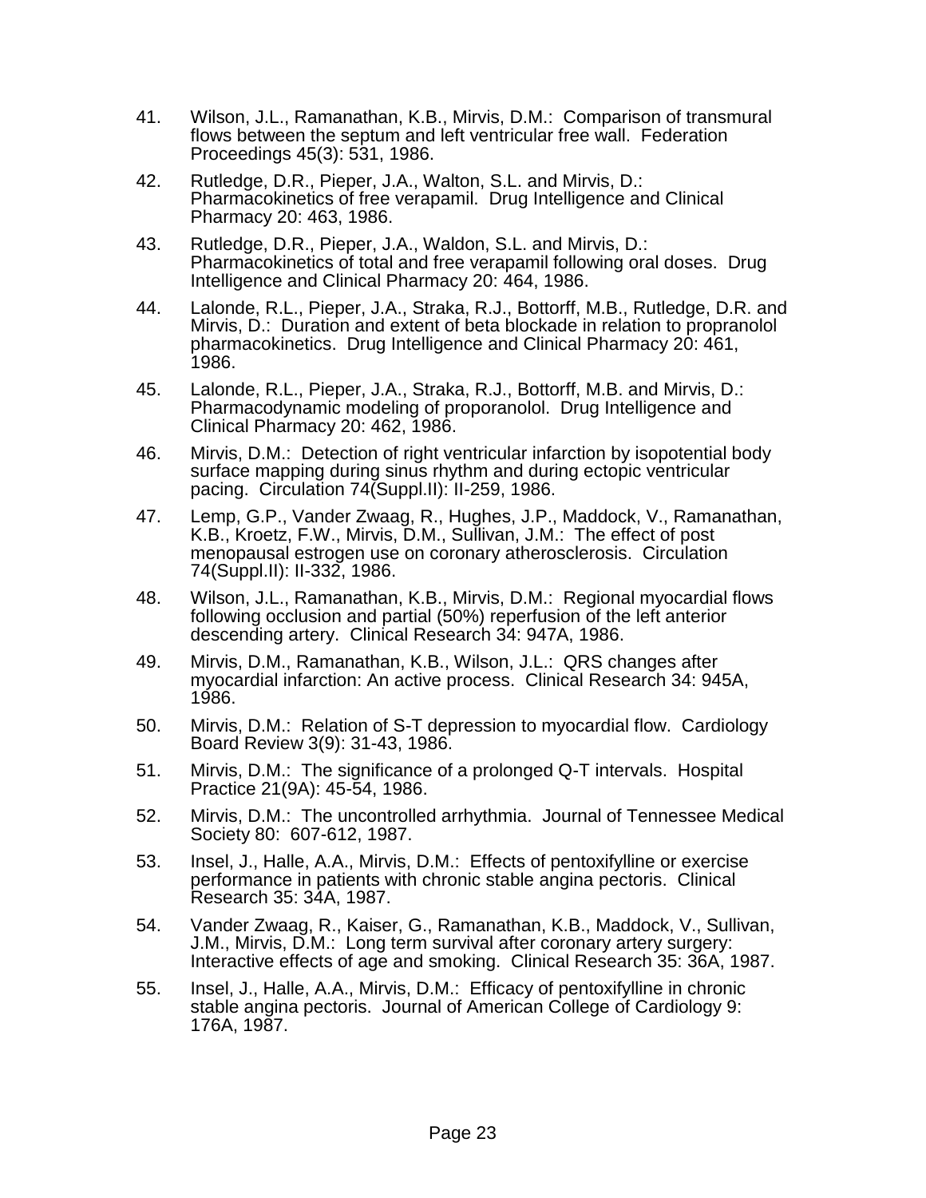41. Wilson, J.L., Ramanathan, K.B., Mirvis, D.M.: Comparison of transmural flows between the septum and left ventricular free wall. Federation Proceedings 45(3): 531, 1986.

42. Rutledge, D.R., Pieper, J.A., Walton, S.L. and Mirvis, D.: Pharmacokinetics of free verapamil. Drug Intelligence and Clinical Pharmacy 20: 463, 1986.

43. Rutledge, D.R., Pieper, J.A., Waldon, S.L. and Mirvis, D.: Pharmacokinetics of total and free verapamil following oral doses. Drug Intelligence and Clinical Pharmacy 20: 464, 1986.

44. Lalonde, R.L., Pieper, J.A., Straka, R.J., Bottorff, M.B., Rutledge, D.R. and Mirvis, D.: Duration and extent of beta blockade in relation to propranolol pharmacokinetics. Drug Intelligence and Clinical Pharmacy 20: 461, 1986.

45. Lalonde, R.L., Pieper, J.A., Straka, R.J., Bottorff, M.B. and Mirvis, D.: Pharmacodynamic modeling of proporanolol. Drug Intelligence and Clinical Pharmacy 20: 462, 1986.

46. Mirvis, D.M.: Detection of right ventricular infarction by isopotential body surface mapping during sinus rhythm and during ectopic ventricular pacing. Circulation 74(Suppl.II): II-259, 1986.

47. Lemp, G.P., Vander Zwaag, R., Hughes, J.P., Maddock, V., Ramanathan, K.B., Kroetz, F.W., Mirvis, D.M., Sullivan, J.M.: The effect of post menopausal estrogen use on coronary atherosclerosis. Circulation 74(Suppl.II): II-332, 1986.

48. Wilson, J.L., Ramanathan, K.B., Mirvis, D.M.: Regional myocardial flows following occlusion and partial (50%) reperfusion of the left anterior descending artery. Clinical Research 34: 947A, 1986.

49. Mirvis, D.M., Ramanathan, K.B., Wilson, J.L.: QRS changes after myocardial infarction: An active process. Clinical Research 34: 945A, 1986.

50. Mirvis, D.M.: Relation of S-T depression to myocardial flow. Cardiology Board Review 3(9): 31-43, 1986.

51. Mirvis, D.M.: The significance of a prolonged Q-T intervals. Hospital Practice 21(9A): 45-54, 1986.

52. Mirvis, D.M.: The uncontrolled arrhythmia. Journal of Tennessee Medical Society 80: 607-612, 1987.

53. Insel, J., Halle, A.A., Mirvis, D.M.: Effects of pentoxifylline or exercise performance in patients with chronic stable angina pectoris. Clinical Research 35: 34A, 1987.

54. Vander Zwaag, R., Kaiser, G., Ramanathan, K.B., Maddock, V., Sullivan, J.M., Mirvis, D.M.: Long term survival after coronary artery surgery: Interactive effects of age and smoking. Clinical Research 35: 36A, 1987.

55. Insel, J., Halle, A.A., Mirvis, D.M.: Efficacy of pentoxifylline in chronic stable angina pectoris. Journal of American College of Cardiology 9: 176A, 1987.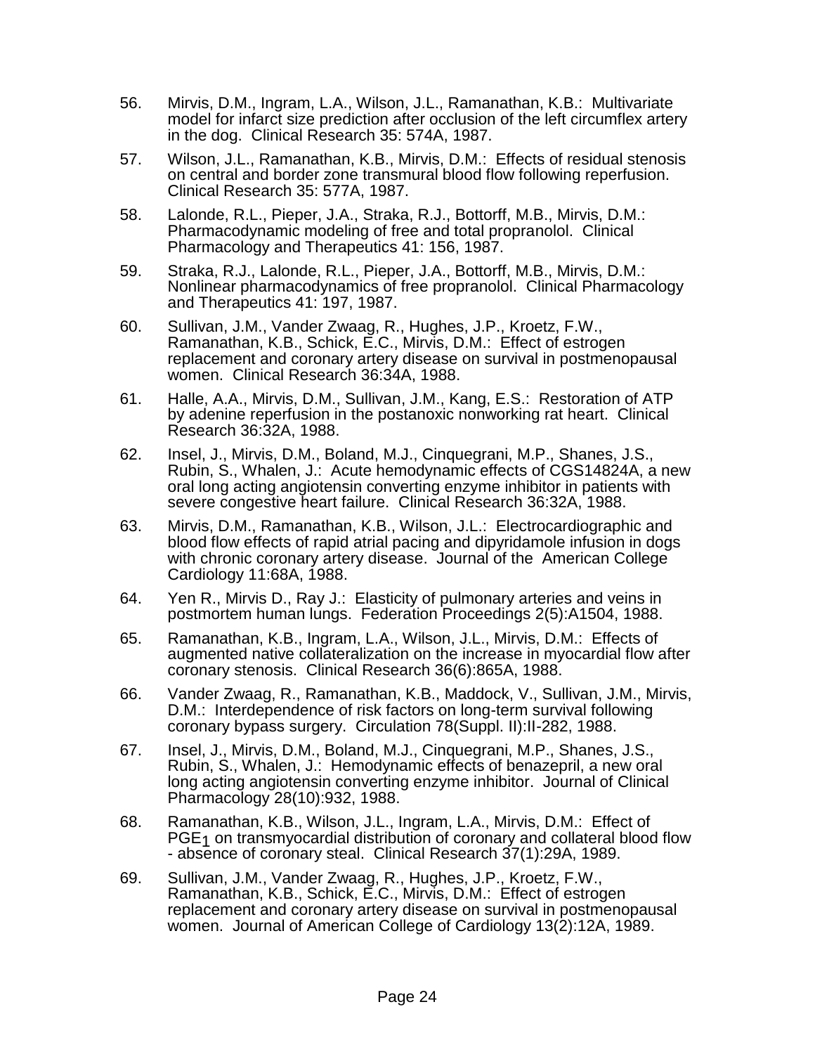56. Mirvis, D.M., Ingram, L.A., Wilson, J.L., Ramanathan, K.B.: Multivariate model for infarct size prediction after occlusion of the left circumflex artery in the dog. Clinical Research 35: 574A, 1987.

57. Wilson, J.L., Ramanathan, K.B., Mirvis, D.M.: Effects of residual stenosis on central and border zone transmural blood flow following reperfusion. Clinical Research 35: 577A, 1987.

58. Lalonde, R.L., Pieper, J.A., Straka, R.J., Bottorff, M.B., Mirvis, D.M.: Pharmacodynamic modeling of free and total propranolol. Clinical Pharmacology and Therapeutics 41: 156, 1987.

59. Straka, R.J., Lalonde, R.L., Pieper, J.A., Bottorff, M.B., Mirvis, D.M.: Nonlinear pharmacodynamics of free propranolol. Clinical Pharmacology and Therapeutics 41: 197, 1987.

60. Sullivan, J.M., Vander Zwaag, R., Hughes, J.P., Kroetz, F.W., Ramanathan, K.B., Schick, E.C., Mirvis, D.M.: Effect of estrogen replacement and coronary artery disease on survival in postmenopausal women. Clinical Research 36:34A, 1988.

61. Halle, A.A., Mirvis, D.M., Sullivan, J.M., Kang, E.S.: Restoration of ATP by adenine reperfusion in the postanoxic nonworking rat heart. Clinical Research 36:32A, 1988.

62. Insel, J., Mirvis, D.M., Boland, M.J., Cinquegrani, M.P., Shanes, J.S., Rubin, S., Whalen, J.: Acute hemodynamic effects of CGS14824A, a new oral long acting angiotensin converting enzyme inhibitor in patients with severe congestive heart failure. Clinical Research 36:32A, 1988.

63. Mirvis, D.M., Ramanathan, K.B., Wilson, J.L.: Electrocardiographic and blood flow effects of rapid atrial pacing and dipyridamole infusion in dogs with chronic coronary artery disease. Journal of the American College Cardiology 11:68A, 1988.

64. Yen R., Mirvis D., Ray J.: Elasticity of pulmonary arteries and veins in postmortem human lungs. Federation Proceedings 2(5):A1504, 1988.

65. Ramanathan, K.B., Ingram, L.A., Wilson, J.L., Mirvis, D.M.: Effects of augmented native collateralization on the increase in myocardial flow after coronary stenosis. Clinical Research 36(6):865A, 1988.

66. Vander Zwaag, R., Ramanathan, K.B., Maddock, V., Sullivan, J.M., Mirvis, D.M.: Interdependence of risk factors on long-term survival following coronary bypass surgery. Circulation 78(Suppl. II):II-282, 1988.

67. Insel, J., Mirvis, D.M., Boland, M.J., Cinquegrani, M.P., Shanes, J.S., Rubin, S., Whalen, J.: Hemodynamic effects of benazepril, a new oral long acting angiotensin converting enzyme inhibitor. Journal of Clinical Pharmacology 28(10):932, 1988.

68. Ramanathan, K.B., Wilson, J.L., Ingram, L.A., Mirvis, D.M.: Effect of $PGE_1$ on transmyocardial distribution of coronary and collateral blood flow - absence of coronary steal. Clinical Research 37(1):29A, 1989.

69. Sullivan, J.M., Vander Zwaag, R., Hughes, J.P., Kroetz, F.W., Ramanathan, K.B., Schick, E.C., Mirvis, D.M.: Effect of estrogen replacement and coronary artery disease on survival in postmenopausal women. Journal of American College of Cardiology 13(2):12A, 1989.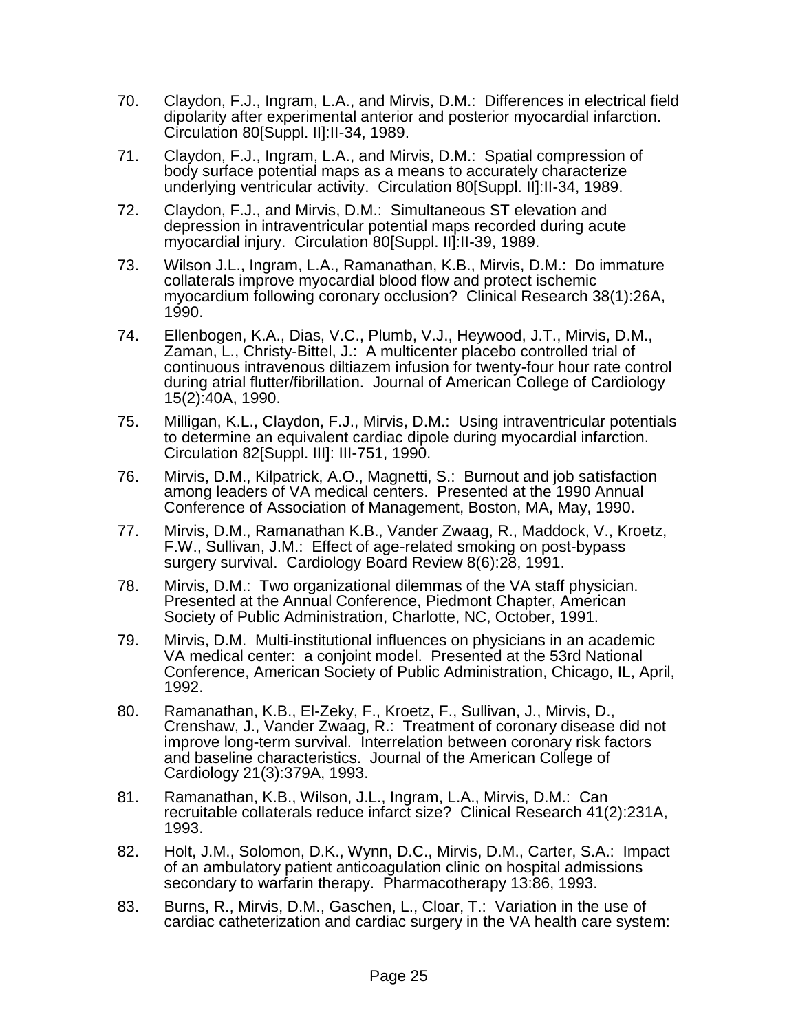70. Claydon, F.J., Ingram, L.A., and Mirvis, D.M.: Differences in electrical field dipolarity after experimental anterior and posterior myocardial infarction. Circulation 80[Suppl. II]:II-34, 1989.

71. Claydon, F.J., Ingram, L.A., and Mirvis, D.M.: Spatial compression of body surface potential maps as a means to accurately characterize underlying ventricular activity. Circulation 80[Suppl. II]:II-34, 1989.

72. Claydon, F.J., and Mirvis, D.M.: Simultaneous ST elevation and depression in intraventricular potential maps recorded during acute myocardial injury. Circulation 80[Suppl. II]:II-39, 1989.

73. Wilson J.L., Ingram, L.A., Ramanathan, K.B., Mirvis, D.M.: Do immature collaterals improve myocardial blood flow and protect ischemic myocardium following coronary occlusion? Clinical Research 38(1):26A, 1990.

74. Ellenbogen, K.A., Dias, V.C., Plumb, V.J., Heywood, J.T., Mirvis, D.M., Zaman, L., Christy-Bittel, J.: A multicenter placebo controlled trial of continuous intravenous diltiazem infusion for twenty-four hour rate control during atrial flutter/fibrillation. Journal of American College of Cardiology 15(2):40A, 1990.

75. Milligan, K.L., Claydon, F.J., Mirvis, D.M.: Using intraventricular potentials to determine an equivalent cardiac dipole during myocardial infarction. Circulation 82[Suppl. III]: III-751, 1990.

76. Mirvis, D.M., Kilpatrick, A.O., Magnetti, S.: Burnout and job satisfaction among leaders of VA medical centers. Presented at the 1990 Annual Conference of Association of Management, Boston, MA, May, 1990.

77. Mirvis, D.M., Ramanathan K.B., Vander Zwaag, R., Maddock, V., Kroetz, F.W., Sullivan, J.M.: Effect of age-related smoking on post-bypass surgery survival. Cardiology Board Review 8(6):28, 1991.

78. Mirvis, D.M.: Two organizational dilemmas of the VA staff physician. Presented at the Annual Conference, Piedmont Chapter, American Society of Public Administration, Charlotte, NC, October, 1991.

79. Mirvis, D.M. Multi-institutional influences on physicians in an academic VA medical center: a conjoint model. Presented at the 53rd National Conference, American Society of Public Administration, Chicago, IL, April, 1992.

80. Ramanathan, K.B., El-Zeky, F., Kroetz, F., Sullivan, J., Mirvis, D., Crenshaw, J., Vander Zwaag, R.: Treatment of coronary disease did not improve long-term survival. Interrelation between coronary risk factors and baseline characteristics. Journal of the American College of Cardiology 21(3):379A, 1993.

81. Ramanathan, K.B., Wilson, J.L., Ingram, L.A., Mirvis, D.M.: Can recruitable collaterals reduce infarct size? Clinical Research 41(2):231A, 1993.

82. Holt, J.M., Solomon, D.K., Wynn, D.C., Mirvis, D.M., Carter, S.A.: Impact of an ambulatory patient anticoagulation clinic on hospital admissions secondary to warfarin therapy. Pharmacotherapy 13:86, 1993.

83. Burns, R., Mirvis, D.M., Gaschen, L., Cloar, T.: Variation in the use of cardiac catheterization and cardiac surgery in the VA health care system: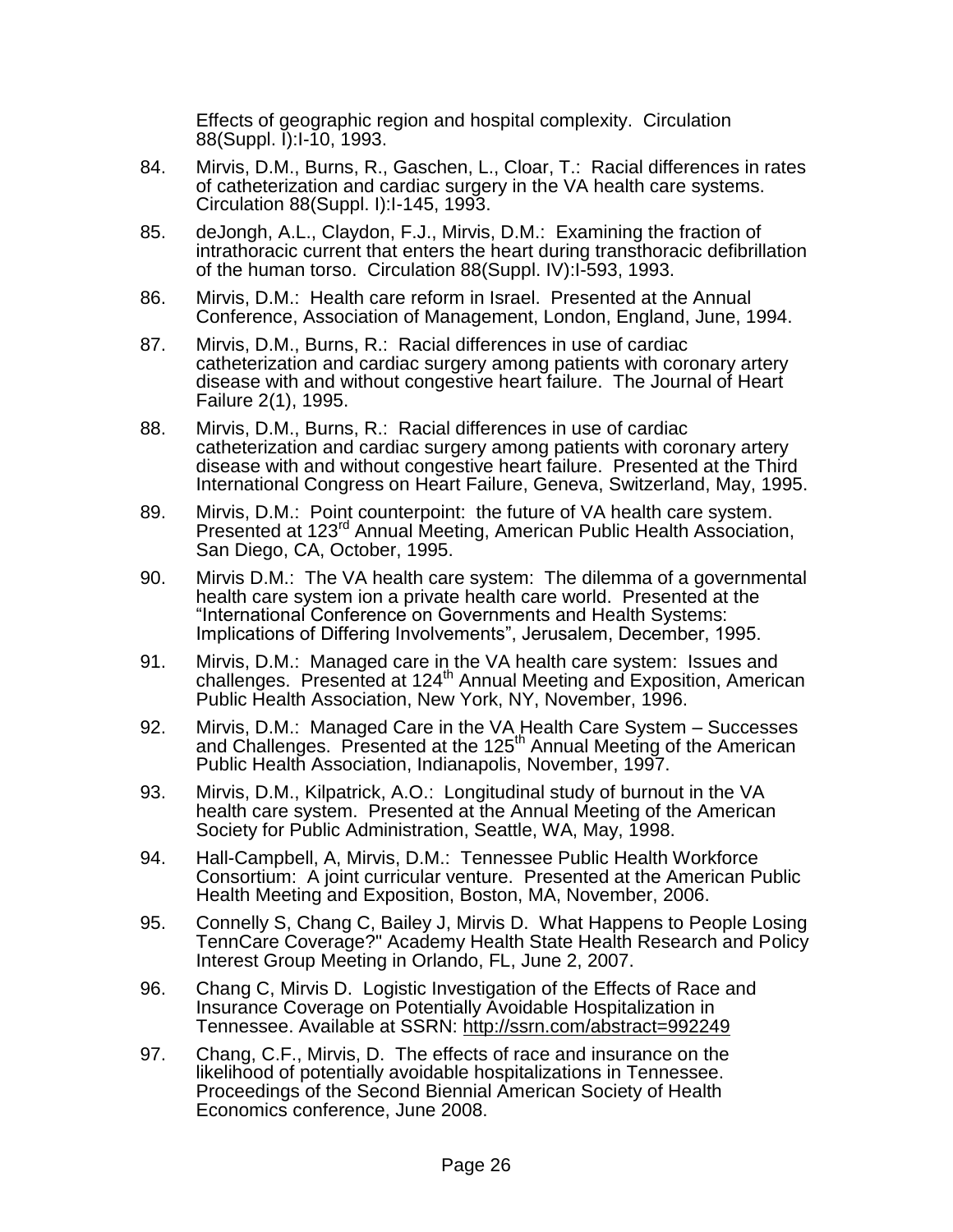Effects of geographic region and hospital complexity. Circulation 88(Suppl. I):I-10, 1993.

84. Mirvis, D.M., Burns, R., Gaschen, L., Cloar, T.: Racial differences in rates of catheterization and cardiac surgery in the VA health care systems. Circulation 88(Suppl. I):I-145, 1993.

85. deJongh, A.L., Claydon, F.J., Mirvis, D.M.: Examining the fraction of intrathoracic current that enters the heart during transthoracic defibrillation of the human torso. Circulation 88(Suppl. IV):I-593, 1993.

86. Mirvis, D.M.: Health care reform in Israel. Presented at the Annual Conference, Association of Management, London, England, June, 1994.

87. Mirvis, D.M., Burns, R.: Racial differences in use of cardiac catheterization and cardiac surgery among patients with coronary artery disease with and without congestive heart failure. The Journal of Heart Failure 2(1), 1995.

88. Mirvis, D.M., Burns, R.: Racial differences in use of cardiac catheterization and cardiac surgery among patients with coronary artery disease with and without congestive heart failure. Presented at the Third International Congress on Heart Failure, Geneva, Switzerland, May, 1995.

89. Mirvis, D.M.: Point counterpoint: the future of VA health care system. Presented at 123rd Annual Meeting, American Public Health Association, San Diego, CA, October, 1995.

90. Mirvis D.M.: The VA health care system: The dilemma of a governmental health care system ion a private health care world. Presented at the "International Conference on Governments and Health Systems: Implications of Differing Involvements", Jerusalem, December, 1995.

91. Mirvis, D.M.: Managed care in the VA health care system: Issues and challenges. Presented at 124th Annual Meeting and Exposition, American Public Health Association, New York, NY, November, 1996.

92. Mirvis, D.M.: Managed Care in the VA Health Care System – Successes and Challenges. Presented at the 125th Annual Meeting of the American Public Health Association, Indianapolis, November, 1997.

93. Mirvis, D.M., Kilpatrick, A.O.: Longitudinal study of burnout in the VA health care system. Presented at the Annual Meeting of the American Society for Public Administration, Seattle, WA, May, 1998.

94. Hall-Campbell, A, Mirvis, D.M.: Tennessee Public Health Workforce Consortium: A joint curricular venture. Presented at the American Public Health Meeting and Exposition, Boston, MA, November, 2006.

95. Connelly S, Chang C, Bailey J, Mirvis D. What Happens to People Losing TennCare Coverage?" Academy Health State Health Research and Policy Interest Group Meeting in Orlando, FL, June 2, 2007.

96. Chang C, Mirvis D. Logistic Investigation of the Effects of Race and Insurance Coverage on Potentially Avoidable Hospitalization in Tennessee. Available at SSRN: http://ssrn.com/abstract=992249

97. Chang, C.F., Mirvis, D. The effects of race and insurance on the likelihood of potentially avoidable hospitalizations in Tennessee. Proceedings of the Second Biennial American Society of Health Economics conference, June 2008.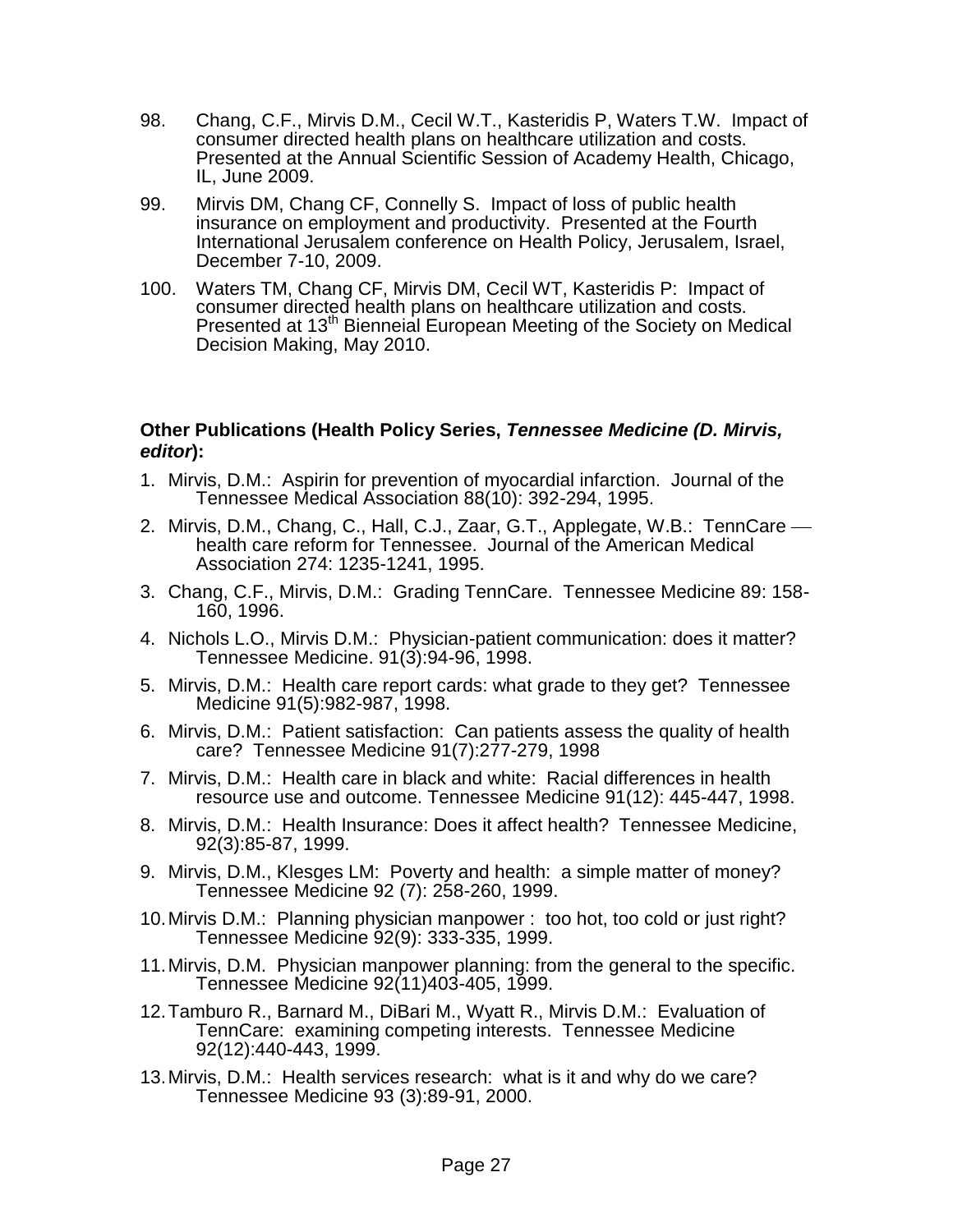98. Chang, C.F., Mirvis D.M., Cecil W.T., Kasteridis P, Waters T.W. Impact of consumer directed health plans on healthcare utilization and costs. Presented at the Annual Scientific Session of Academy Health, Chicago, IL, June 2009.

99. Mirvis DM, Chang CF, Connelly S. Impact of loss of public health insurance on employment and productivity. Presented at the Fourth International Jerusalem conference on Health Policy, Jerusalem, Israel, December 7-10, 2009.

100. Waters TM, Chang CF, Mirvis DM, Cecil WT, Kasteridis P: Impact of consumer directed health plans on healthcare utilization and costs. Presented at 13th Bienneial European Meeting of the Society on Medical Decision Making, May 2010.

**Other Publications (Health Policy Series, *Tennessee Medicine (D. Mirvis, editor*):**

1. Mirvis, D.M.: Aspirin for prevention of myocardial infarction. Journal of the Tennessee Medical Association 88(10): 392-294, 1995.
2. Mirvis, D.M., Chang, C., Hall, C.J., Zaar, G.T., Applegate, W.B.: TennCare — health care reform for Tennessee. Journal of the American Medical Association 274: 1235-1241, 1995.
3. Chang, C.F., Mirvis, D.M.: Grading TennCare. Tennessee Medicine 89: 158-160, 1996.
4. Nichols L.O., Mirvis D.M.: Physician-patient communication: does it matter? Tennessee Medicine. 91(3):94-96, 1998.
5. Mirvis, D.M.: Health care report cards: what grade to they get? Tennessee Medicine 91(5):982-987, 1998.
6. Mirvis, D.M.: Patient satisfaction: Can patients assess the quality of health care? Tennessee Medicine 91(7):277-279, 1998
7. Mirvis, D.M.: Health care in black and white: Racial differences in health resource use and outcome. Tennessee Medicine 91(12): 445-447, 1998.
8. Mirvis, D.M.: Health Insurance: Does it affect health? Tennessee Medicine, 92(3):85-87, 1999.
9. Mirvis, D.M., Klesges LM: Poverty and health: a simple matter of money? Tennessee Medicine 92 (7): 258-260, 1999.
10. Mirvis D.M.: Planning physician manpower : too hot, too cold or just right? Tennessee Medicine 92(9): 333-335, 1999.
11. Mirvis, D.M. Physician manpower planning: from the general to the specific. Tennessee Medicine 92(11)403-405, 1999.
12. Tamburo R., Barnard M., DiBari M., Wyatt R., Mirvis D.M.: Evaluation of TennCare: examining competing interests. Tennessee Medicine 92(12):440-443, 1999.
13. Mirvis, D.M.: Health services research: what is it and why do we care? Tennessee Medicine 93 (3):89-91, 2000.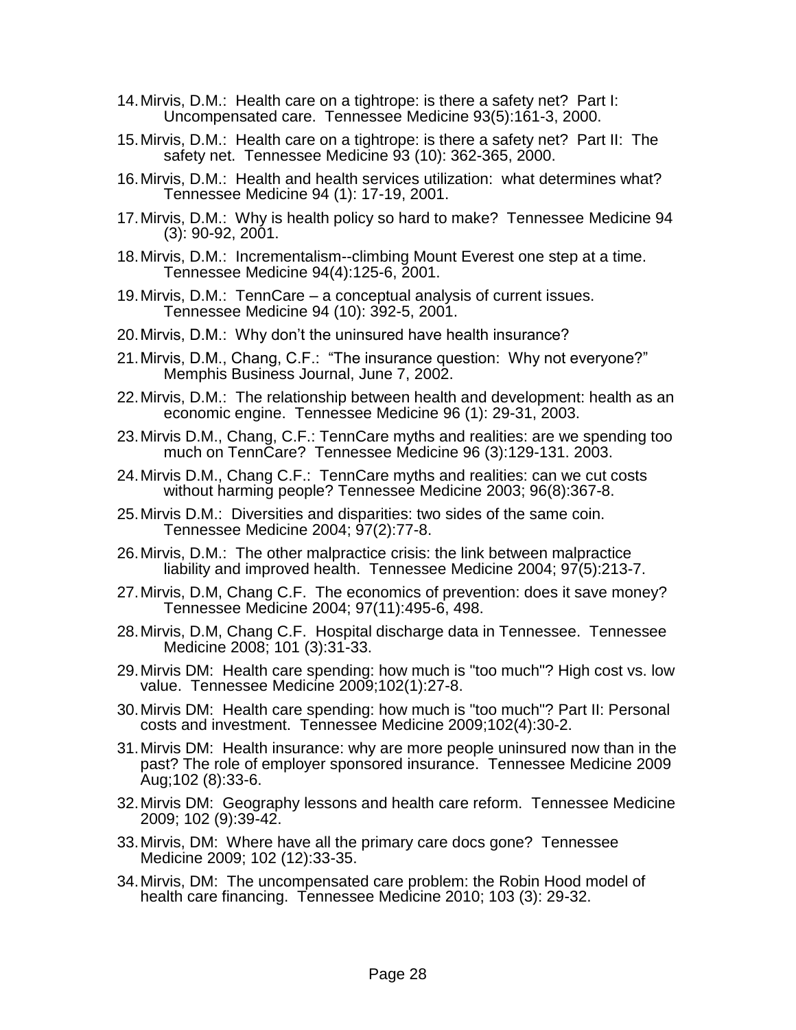14. Mirvis, D.M.: Health care on a tightrope: is there a safety net? Part I: Uncompensated care. Tennessee Medicine 93(5):161-3, 2000.
15. Mirvis, D.M.: Health care on a tightrope: is there a safety net? Part II: The safety net. Tennessee Medicine 93 (10): 362-365, 2000.
16. Mirvis, D.M.: Health and health services utilization: what determines what? Tennessee Medicine 94 (1): 17-19, 2001.
17. Mirvis, D.M.: Why is health policy so hard to make? Tennessee Medicine 94 (3): 90-92, 2001.
18. Mirvis, D.M.: Incrementalism--climbing Mount Everest one step at a time. Tennessee Medicine 94(4):125-6, 2001.
19. Mirvis, D.M.: TennCare – a conceptual analysis of current issues. Tennessee Medicine 94 (10): 392-5, 2001.
20. Mirvis, D.M.: Why don't the uninsured have health insurance?
21. Mirvis, D.M., Chang, C.F.: "The insurance question: Why not everyone?" Memphis Business Journal, June 7, 2002.
22. Mirvis, D.M.: The relationship between health and development: health as an economic engine. Tennessee Medicine 96 (1): 29-31, 2003.
23. Mirvis D.M., Chang, C.F.: TennCare myths and realities: are we spending too much on TennCare? Tennessee Medicine 96 (3):129-131. 2003.
24. Mirvis D.M., Chang C.F.: TennCare myths and realities: can we cut costs without harming people? Tennessee Medicine 2003; 96(8):367-8.
25. Mirvis D.M.: Diversities and disparities: two sides of the same coin. Tennessee Medicine 2004; 97(2):77-8.
26. Mirvis, D.M.: The other malpractice crisis: the link between malpractice liability and improved health. Tennessee Medicine 2004; 97(5):213-7.
27. Mirvis, D.M, Chang C.F. The economics of prevention: does it save money? Tennessee Medicine 2004; 97(11):495-6, 498.
28. Mirvis, D.M, Chang C.F. Hospital discharge data in Tennessee. Tennessee Medicine 2008; 101 (3):31-33.
29. Mirvis DM: Health care spending: how much is "too much"? High cost vs. low value. Tennessee Medicine 2009;102(1):27-8.
30. Mirvis DM: Health care spending: how much is "too much"? Part II: Personal costs and investment. Tennessee Medicine 2009;102(4):30-2.
31. Mirvis DM: Health insurance: why are more people uninsured now than in the past? The role of employer sponsored insurance. Tennessee Medicine 2009 Aug;102 (8):33-6.
32. Mirvis DM: Geography lessons and health care reform. Tennessee Medicine 2009; 102 (9):39-42.
33. Mirvis, DM: Where have all the primary care docs gone? Tennessee Medicine 2009; 102 (12):33-35.
34. Mirvis, DM: The uncompensated care problem: the Robin Hood model of health care financing. Tennessee Medicine 2010; 103 (3): 29-32.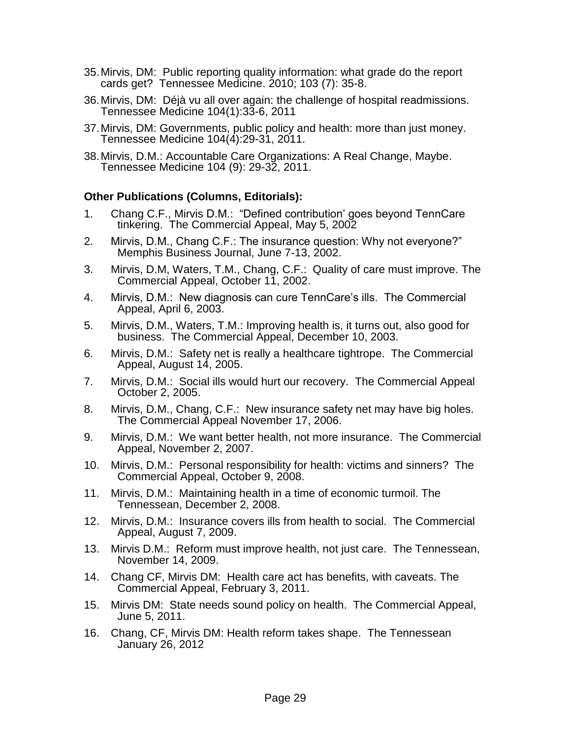35. Mirvis, DM: Public reporting quality information: what grade do the report cards get? Tennessee Medicine. 2010; 103 (7): 35-8.
36. Mirvis, DM: Déjà vu all over again: the challenge of hospital readmissions. Tennessee Medicine 104(1):33-6, 2011
37. Mirvis, DM: Governments, public policy and health: more than just money. Tennessee Medicine 104(4):29-31, 2011.
38. Mirvis, D.M.: Accountable Care Organizations: A Real Change, Maybe. Tennessee Medicine 104 (9): 29-32, 2011.

**Other Publications (Columns, Editorials):**

1. Chang C.F., Mirvis D.M.: "Defined contribution' goes beyond TennCare tinkering. The Commercial Appeal, May 5, 2002
2. Mirvis, D.M., Chang C.F.: The insurance question: Why not everyone?" Memphis Business Journal, June 7-13, 2002.
3. Mirvis, D.M, Waters, T.M., Chang, C.F.: Quality of care must improve. The Commercial Appeal, October 11, 2002.
4. Mirvis, D.M.: New diagnosis can cure TennCare's ills. The Commercial Appeal, April 6, 2003.
5. Mirvis, D.M., Waters, T.M.: Improving health is, it turns out, also good for business. The Commercial Appeal, December 10, 2003.
6. Mirvis, D.M.: Safety net is really a healthcare tightrope. The Commercial Appeal, August 14, 2005.
7. Mirvis, D.M.: Social ills would hurt our recovery. The Commercial Appeal October 2, 2005.
8. Mirvis, D.M., Chang, C.F.: New insurance safety net may have big holes. The Commercial Appeal November 17, 2006.
9. Mirvis, D.M.: We want better health, not more insurance. The Commercial Appeal, November 2, 2007.
10. Mirvis, D.M.: Personal responsibility for health: victims and sinners? The Commercial Appeal, October 9, 2008.
11. Mirvis, D.M.: Maintaining health in a time of economic turmoil. The Tennessean, December 2, 2008.
12. Mirvis, D.M.: Insurance covers ills from health to social. The Commercial Appeal, August 7, 2009.
13. Mirvis D.M.: Reform must improve health, not just care. The Tennessean, November 14, 2009.
14. Chang CF, Mirvis DM: Health care act has benefits, with caveats. The Commercial Appeal, February 3, 2011.
15. Mirvis DM: State needs sound policy on health. The Commercial Appeal, June 5, 2011.
16. Chang, CF, Mirvis DM: Health reform takes shape. The Tennessean January 26, 2012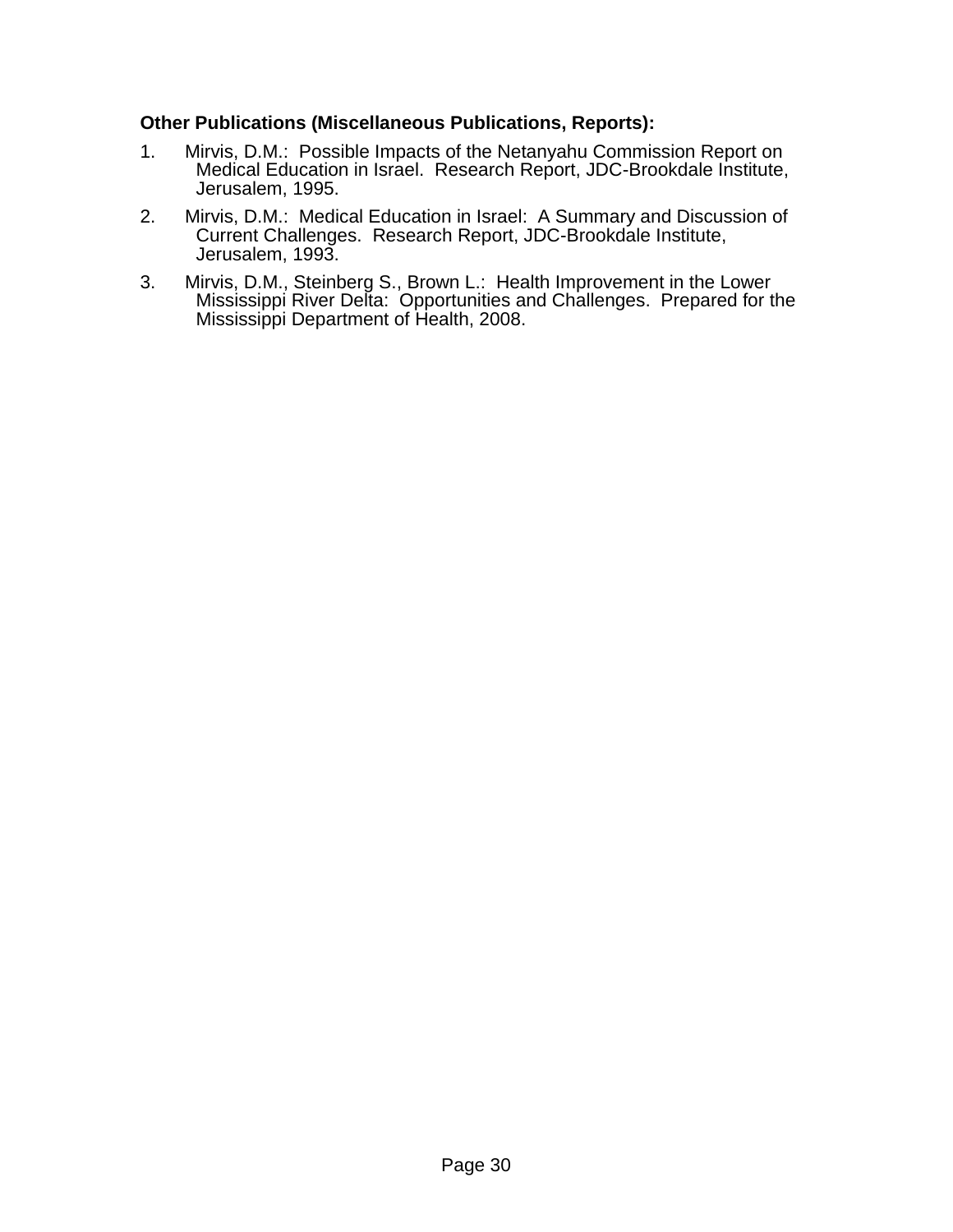**Other Publications (Miscellaneous Publications, Reports):**

1. Mirvis, D.M.: Possible Impacts of the Netanyahu Commission Report on Medical Education in Israel. Research Report, JDC-Brookdale Institute, Jerusalem, 1995.
2. Mirvis, D.M.: Medical Education in Israel: A Summary and Discussion of Current Challenges. Research Report, JDC-Brookdale Institute, Jerusalem, 1993.
3. Mirvis, D.M., Steinberg S., Brown L.: Health Improvement in the Lower Mississippi River Delta: Opportunities and Challenges. Prepared for the Mississippi Department of Health, 2008.